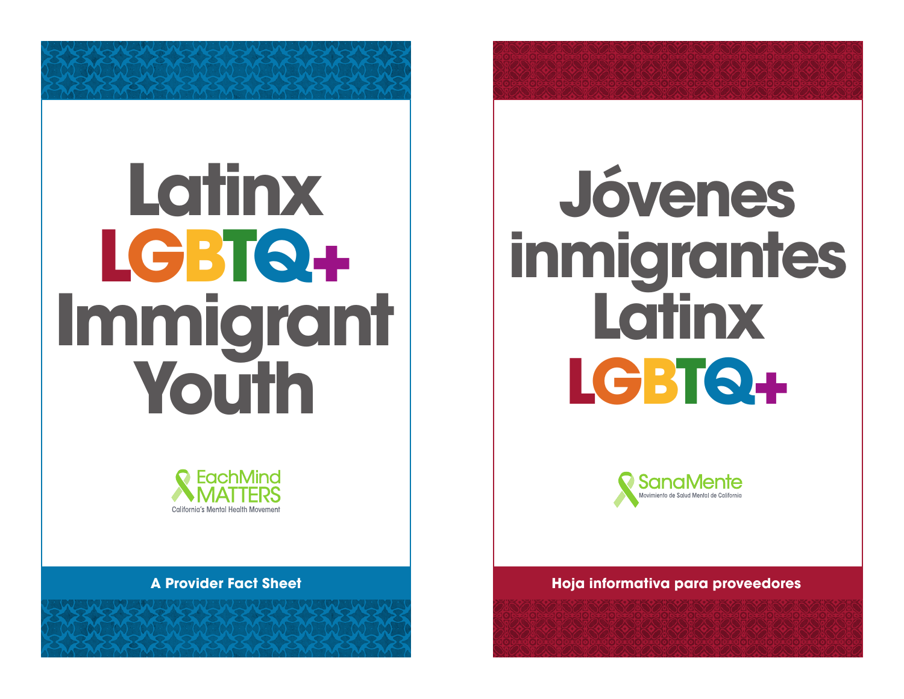# Latinx LGBTQ+ Immigrant Youth

EachMind MATTERS
California's Mental Health Movement

**A Provider Fact Sheet**

# Jóvenes inmigrantes Latinx LGBTQ+

SanaMente
Movimiento de Salud Mental de California

**Hoja informativa para proveedores**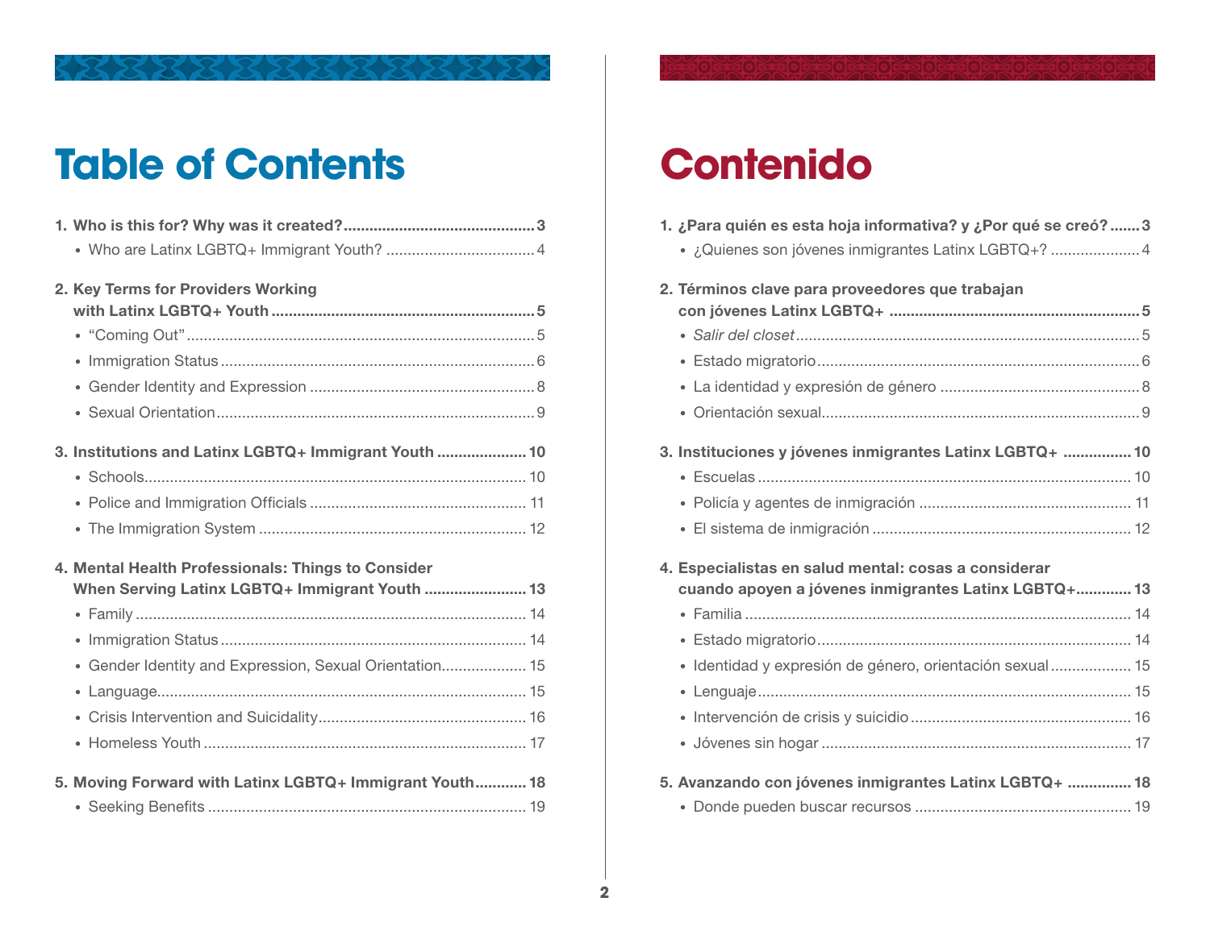# Table of Contents

1. **Who is this for? Why was it created?** ........................................... 3
   - Who are Latinx LGBTQ+ Immigrant Youth? ........................................... 4

2. **Key Terms for Providers Working with Latinx LGBTQ+ Youth** ........................................... 5
   - "Coming Out" ........................................... 5
   - Immigration Status ........................................... 6
   - Gender Identity and Expression ........................................... 8
   - Sexual Orientation ........................................... 9

3. **Institutions and Latinx LGBTQ+ Immigrant Youth** ........................................... 10
   - Schools ........................................... 10
   - Police and Immigration Officials ........................................... 11
   - The Immigration System ........................................... 12

4. **Mental Health Professionals: Things to Consider When Serving Latinx LGBTQ+ Immigrant Youth** ........................................... 13
   - Family ........................................... 14
   - Immigration Status ........................................... 14
   - Gender Identity and Expression, Sexual Orientation ........................................... 15
   - Language ........................................... 15
   - Crisis Intervention and Suicidality ........................................... 16
   - Homeless Youth ........................................... 17

5. **Moving Forward with Latinx LGBTQ+ Immigrant Youth** ........................................... 18
   - Seeking Benefits ........................................... 19

# Contenido

1. **¿Para quién es esta hoja informativa? y ¿Por qué se creó?** ........................................... 3
   - ¿Quienes son jóvenes inmigrantes Latinx LGBTQ+? ........................................... 4

2. **Términos clave para proveedores que trabajan con jóvenes Latinx LGBTQ+** ........................................... 5
   - *Salir del closet* ........................................... 5
   - Estado migratorio ........................................... 6
   - La identidad y expresión de género ........................................... 8
   - Orientación sexual ........................................... 9

3. **Instituciones y jóvenes inmigrantes Latinx LGBTQ+** ........................................... 10
   - Escuelas ........................................... 10
   - Policía y agentes de inmigración ........................................... 11
   - El sistema de inmigración ........................................... 12

4. **Especialistas en salud mental: cosas a considerar cuando apoyen a jóvenes inmigrantes Latinx LGBTQ+** ........................................... 13
   - Familia ........................................... 14
   - Estado migratorio ........................................... 14
   - Identidad y expresión de género, orientación sexual ........................................... 15
   - Lenguaje ........................................... 15
   - Intervención de crisis y suicidio ........................................... 16
   - Jóvenes sin hogar ........................................... 17

5. **Avanzando con jóvenes inmigrantes Latinx LGBTQ+** ........................................... 18
   - Donde pueden buscar recursos ........................................... 19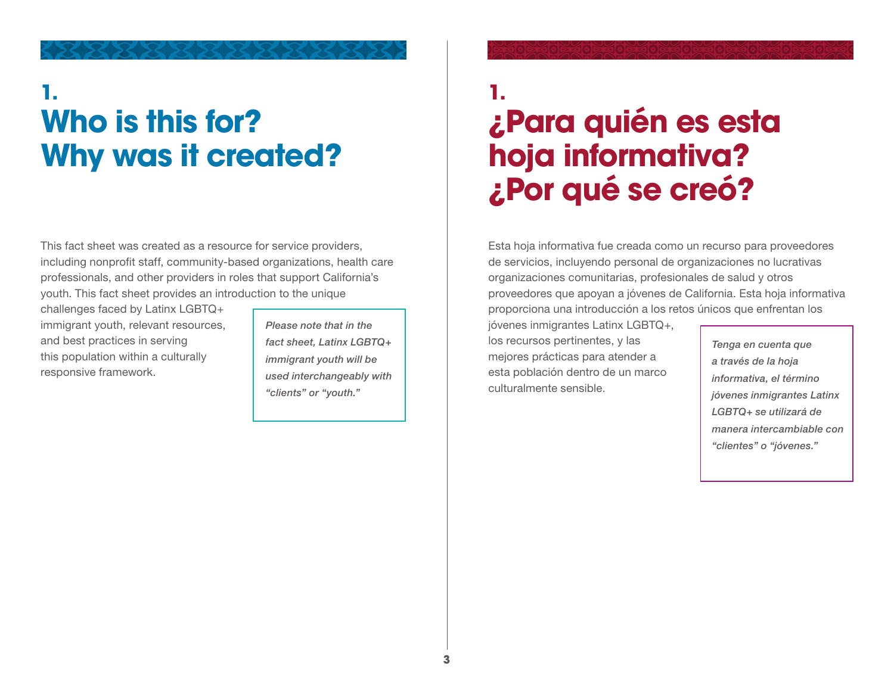# 1. Who is this for? Why was it created?

This fact sheet was created as a resource for service providers, including nonprofit staff, community-based organizations, health care professionals, and other providers in roles that support California's youth. This fact sheet provides an introduction to the unique challenges faced by Latinx LGBTQ+ immigrant youth, relevant resources, and best practices in serving this population within a culturally responsive framework.

> *Please note that in the fact sheet, Latinx LGBTQ+ immigrant youth will be used interchangeably with "clients" or "youth."*

# 1. ¿Para quién es esta hoja informativa? ¿Por qué se creó?

Esta hoja informativa fue creada como un recurso para proveedores de servicios, incluyendo personal de organizaciones no lucrativas organizaciones comunitarias, profesionales de salud y otros proveedores que apoyan a jóvenes de California. Esta hoja informativa proporciona una introducción a los retos únicos que enfrentan los jóvenes inmigrantes Latinx LGBTQ+, los recursos pertinentes, y las mejores prácticas para atender a esta población dentro de un marco culturalmente sensible.

> *Tenga en cuenta que a través de la hoja informativa, el término jóvenes inmigrantes Latinx LGBTQ+ se utilizará de manera intercambiable con "clientes" o "jóvenes."*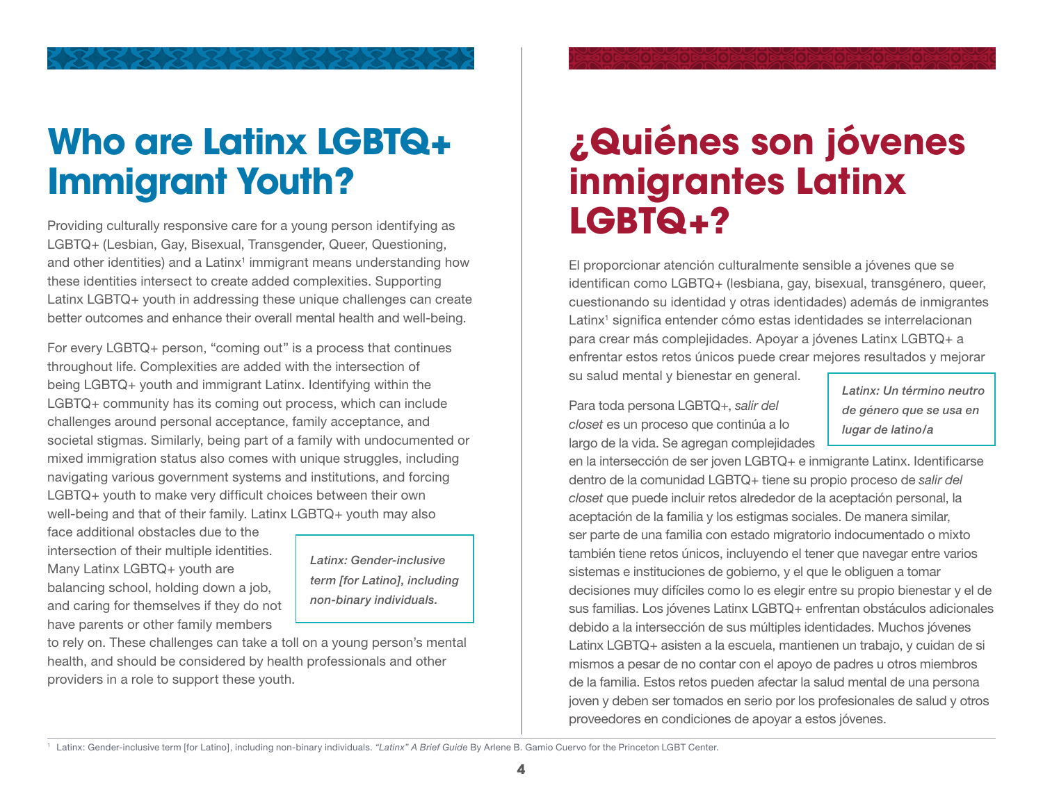# Who are Latinx LGBTQ+ Immigrant Youth?

Providing culturally responsive care for a young person identifying as LGBTQ+ (Lesbian, Gay, Bisexual, Transgender, Queer, Questioning, and other identities) and a Latinx[1] immigrant means understanding how these identities intersect to create added complexities. Supporting Latinx LGBTQ+ youth in addressing these unique challenges can create better outcomes and enhance their overall mental health and well-being.

For every LGBTQ+ person, "coming out" is a process that continues throughout life. Complexities are added with the intersection of being LGBTQ+ youth and immigrant Latinx. Identifying within the LGBTQ+ community has its coming out process, which can include challenges around personal acceptance, family acceptance, and societal stigmas. Similarly, being part of a family with undocumented or mixed immigration status also comes with unique struggles, including navigating various government systems and institutions, and forcing LGBTQ+ youth to make very difficult choices between their own well-being and that of their family. Latinx LGBTQ+ youth may also face additional obstacles due to the intersection of their multiple identities. Many Latinx LGBTQ+ youth are balancing school, holding down a job, and caring for themselves if they do not have parents or other family members to rely on. These challenges can take a toll on a young person's mental health, and should be considered by health professionals and other providers in a role to support these youth.

> ***Latinx: Gender-inclusive term [for Latino], including non-binary individuals.***

# ¿Quiénes son jóvenes inmigrantes Latinx LGBTQ+?

El proporcionar atención culturalmente sensible a jóvenes que se identifican como LGBTQ+ (lesbiana, gay, bisexual, transgénero, queer, cuestionando su identidad y otras identidades) además de inmigrantes Latinx[1] significa entender cómo estas identidades se interrelacionan para crear más complejidades. Apoyar a jóvenes Latinx LGBTQ+ a enfrentar estos retos únicos puede crear mejores resultados y mejorar su salud mental y bienestar en general.

Para toda persona LGBTQ+, *salir del closet* es un proceso que continúa a lo largo de la vida. Se agregan complejidades en la intersección de ser joven LGBTQ+ e inmigrante Latinx. Identificarse dentro de la comunidad LGBTQ+ tiene su propio proceso de *salir del closet* que puede incluir retos alrededor de la aceptación personal, la aceptación de la familia y los estigmas sociales. De manera similar, ser parte de una familia con estado migratorio indocumentado o mixto también tiene retos únicos, incluyendo el tener que navegar entre varios sistemas e instituciones de gobierno, y el que le obliguen a tomar decisiones muy difíciles como lo es elegir entre su propio bienestar y el de sus familias. Los jóvenes Latinx LGBTQ+ enfrentan obstáculos adicionales debido a la intersección de sus múltiples identidades. Muchos jóvenes Latinx LGBTQ+ asisten a la escuela, mantienen un trabajo, y cuidan de si mismos a pesar de no contar con el apoyo de padres u otros miembros de la familia. Estos retos pueden afectar la salud mental de una persona joven y deben ser tomados en serio por los profesionales de salud y otros proveedores en condiciones de apoyar a estos jóvenes.

> ***Latinx: Un término neutro de género que se usa en lugar de latino/a***

---

[1] Latinx: Gender-inclusive term [for Latino], including non-binary individuals. *"Latinx" A Brief Guide* By Arlene B. Gamio Cuervo for the Princeton LGBT Center.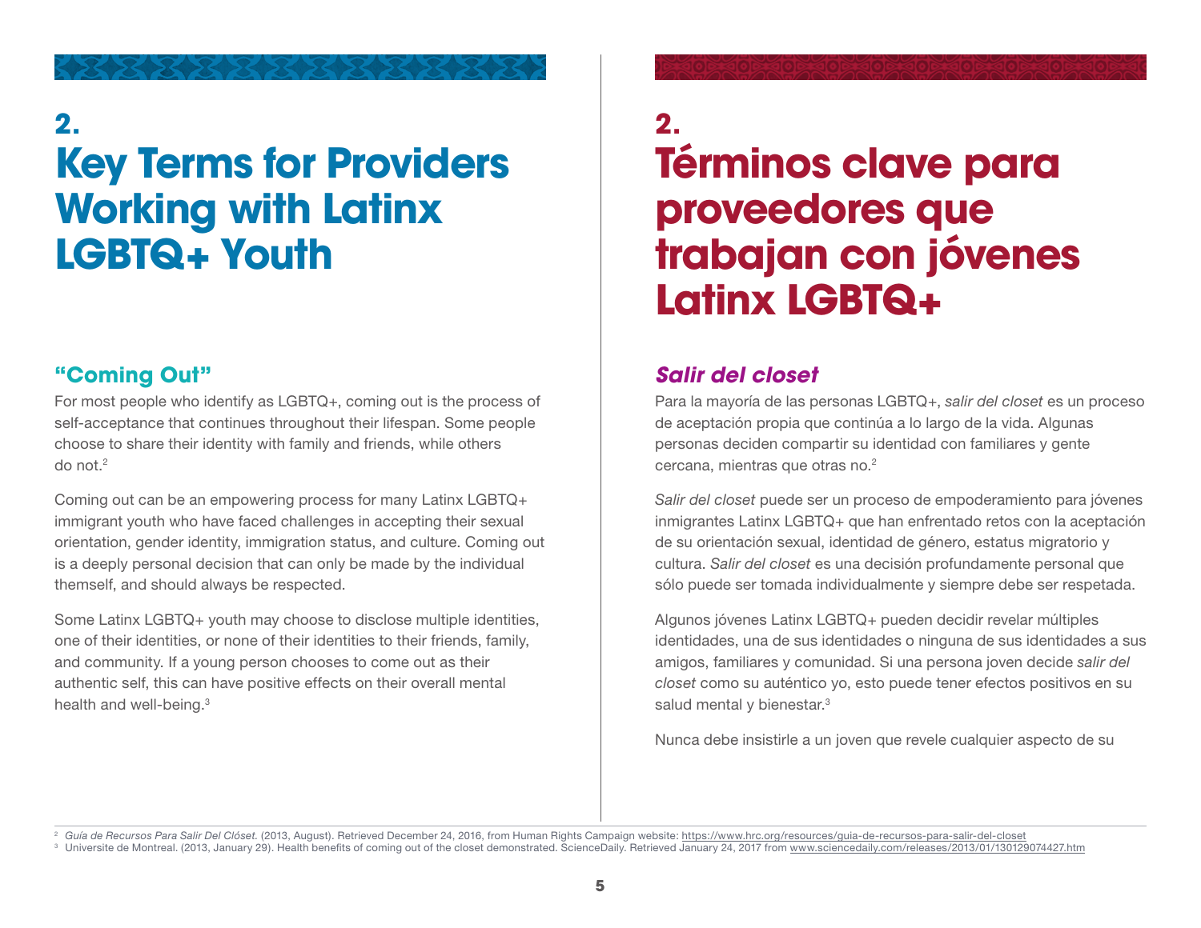## 2. Key Terms for Providers Working with Latinx LGBTQ+ Youth

### "Coming Out"

For most people who identify as LGBTQ+, coming out is the process of self-acceptance that continues throughout their lifespan. Some people choose to share their identity with family and friends, while others do not.[2]

Coming out can be an empowering process for many Latinx LGBTQ+ immigrant youth who have faced challenges in accepting their sexual orientation, gender identity, immigration status, and culture. Coming out is a deeply personal decision that can only be made by the individual themself, and should always be respected.

Some Latinx LGBTQ+ youth may choose to disclose multiple identities, one of their identities, or none of their identities to their friends, family, and community. If a young person chooses to come out as their authentic self, this can have positive effects on their overall mental health and well-being.[3]

## 2. Términos clave para proveedores que trabajan con jóvenes Latinx LGBTQ+

### *Salir del closet*

Para la mayoría de las personas LGBTQ+, *salir del closet* es un proceso de aceptación propia que continúa a lo largo de la vida. Algunas personas deciden compartir su identidad con familiares y gente cercana, mientras que otras no.[2]

*Salir del closet* puede ser un proceso de empoderamiento para jóvenes inmigrantes Latinx LGBTQ+ que han enfrentado retos con la aceptación de su orientación sexual, identidad de género, estatus migratorio y cultura. *Salir del closet* es una decisión profundamente personal que sólo puede ser tomada individualmente y siempre debe ser respetada.

Algunos jóvenes Latinx LGBTQ+ pueden decidir revelar múltiples identidades, una de sus identidades o ninguna de sus identidades a sus amigos, familiares y comunidad. Si una persona joven decide *salir del closet* como su auténtico yo, esto puede tener efectos positivos en su salud mental y bienestar.[3]

Nunca debe insistirle a un joven que revele cualquier aspecto de su

---

[2] *Guía de Recursos Para Salir Del Clóset.* (2013, August). Retrieved December 24, 2016, from Human Rights Campaign website: https://www.hrc.org/resources/guia-de-recursos-para-salir-del-closet

[3] Universite de Montreal. (2013, January 29). Health benefits of coming out of the closet demonstrated. ScienceDaily. Retrieved January 24, 2017 from www.sciencedaily.com/releases/2013/01/130129074427.htm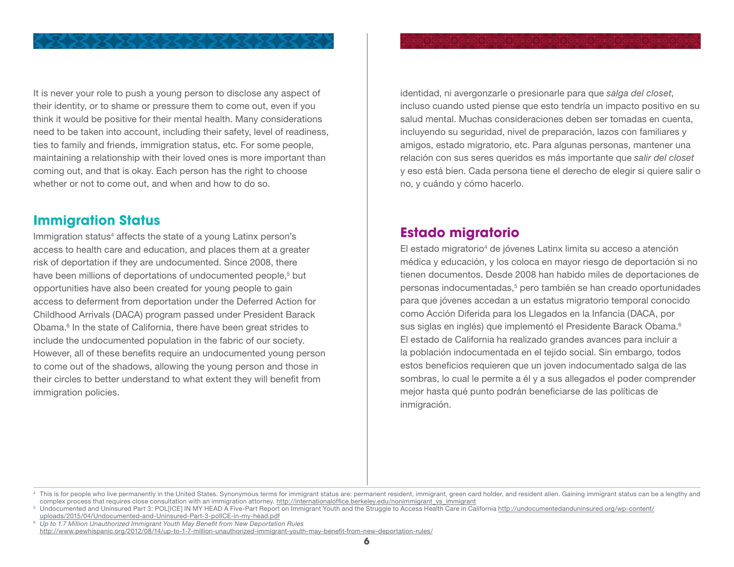It is never your role to push a young person to disclose any aspect of their identity, or to shame or pressure them to come out, even if you think it would be positive for their mental health. Many considerations need to be taken into account, including their safety, level of readiness, ties to family and friends, immigration status, etc. For some people, maintaining a relationship with their loved ones is more important than coming out, and that is okay. Each person has the right to choose whether or not to come out, and when and how to do so.

## Immigration Status

Immigration status[4] affects the state of a young Latinx person's access to health care and education, and places them at a greater risk of deportation if they are undocumented. Since 2008, there have been millions of deportations of undocumented people,[5] but opportunities have also been created for young people to gain access to deferment from deportation under the Deferred Action for Childhood Arrivals (DACA) program passed under President Barack Obama.[6] In the state of California, there have been great strides to include the undocumented population in the fabric of our society. However, all of these benefits require an undocumented young person to come out of the shadows, allowing the young person and those in their circles to better understand to what extent they will benefit from immigration policies.

identidad, ni avergonzarle o presionarle para que *salga del closet*, incluso cuando usted piense que esto tendría un impacto positivo en su salud mental. Muchas consideraciones deben ser tomadas en cuenta, incluyendo su seguridad, nivel de preparación, lazos con familiares y amigos, estado migratorio, etc. Para algunas personas, mantener una relación con sus seres queridos es más importante que *salir del closet* y eso está bien. Cada persona tiene el derecho de elegir si quiere salir o no, y cuándo y cómo hacerlo.

## Estado migratorio

El estado migratorio[4] de jóvenes Latinx limita su acceso a atención médica y educación, y los coloca en mayor riesgo de deportación si no tienen documentos. Desde 2008 han habido miles de deportaciones de personas indocumentadas,[5] pero también se han creado oportunidades para que jóvenes accedan a un estatus migratorio temporal conocido como Acción Diferida para los Llegados en la Infancia (DACA, por sus siglas en inglés) que implementó el Presidente Barack Obama.[6] El estado de California ha realizado grandes avances para incluir a la población indocumentada en el tejido social. Sin embargo, todos estos beneficios requieren que un joven indocumentado salga de las sombras, lo cual le permite a él y a sus allegados el poder comprender mejor hasta qué punto podrán beneficiarse de las políticas de inmigración.

---

[4] This is for people who live permanently in the United States. Synonymous terms for immigrant status are: permanent resident, immigrant, green card holder, and resident alien. Gaining immigrant status can be a lengthy and complex process that requires close consultation with an immigration attorney. http://internationaloffice.berkeley.edu/nonimmigrant_vs_immigrant

[5] Undocumented and Uninsured Part 3: POL[ICE] IN MY HEAD A Five-Part Report on Immigrant Youth and the Struggle to Access Health Care in California http://undocumentedanduninsured.org/wp-content/uploads/2015/04/Undocumented-and-Uninsured-Part-3-polICE-in-my-head.pdf

[6] *Up to 1.7 Million Unauthorized Immigrant Youth May Benefit from New Deportation Rules* http://www.pewhispanic.org/2012/08/14/up-to-1-7-million-unauthorized-immigrant-youth-may-benefit-from-new-deportation-rules/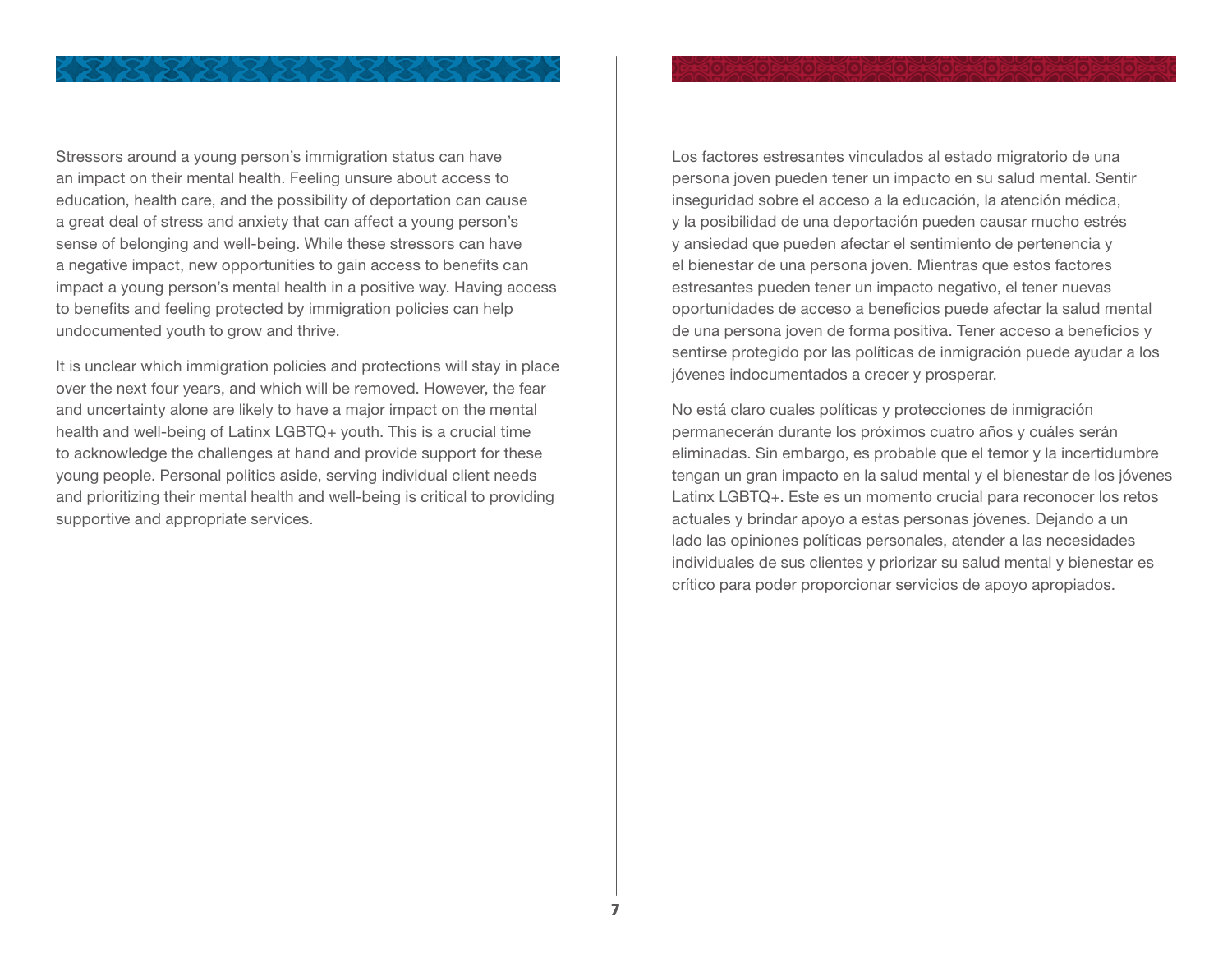Stressors around a young person's immigration status can have an impact on their mental health. Feeling unsure about access to education, health care, and the possibility of deportation can cause a great deal of stress and anxiety that can affect a young person's sense of belonging and well-being. While these stressors can have a negative impact, new opportunities to gain access to benefits can impact a young person's mental health in a positive way. Having access to benefits and feeling protected by immigration policies can help undocumented youth to grow and thrive.

It is unclear which immigration policies and protections will stay in place over the next four years, and which will be removed. However, the fear and uncertainty alone are likely to have a major impact on the mental health and well-being of Latinx LGBTQ+ youth. This is a crucial time to acknowledge the challenges at hand and provide support for these young people. Personal politics aside, serving individual client needs and prioritizing their mental health and well-being is critical to providing supportive and appropriate services.

Los factores estresantes vinculados al estado migratorio de una persona joven pueden tener un impacto en su salud mental. Sentir inseguridad sobre el acceso a la educación, la atención médica, y la posibilidad de una deportación pueden causar mucho estrés y ansiedad que pueden afectar el sentimiento de pertenencia y el bienestar de una persona joven. Mientras que estos factores estresantes pueden tener un impacto negativo, el tener nuevas oportunidades de acceso a beneficios puede afectar la salud mental de una persona joven de forma positiva. Tener acceso a beneficios y sentirse protegido por las políticas de inmigración puede ayudar a los jóvenes indocumentados a crecer y prosperar.

No está claro cuales políticas y protecciones de inmigración permanecerán durante los próximos cuatro años y cuáles serán eliminadas. Sin embargo, es probable que el temor y la incertidumbre tengan un gran impacto en la salud mental y el bienestar de los jóvenes Latinx LGBTQ+. Este es un momento crucial para reconocer los retos actuales y brindar apoyo a estas personas jóvenes. Dejando a un lado las opiniones políticas personales, atender a las necesidades individuales de sus clientes y priorizar su salud mental y bienestar es crítico para poder proporcionar servicios de apoyo apropiados.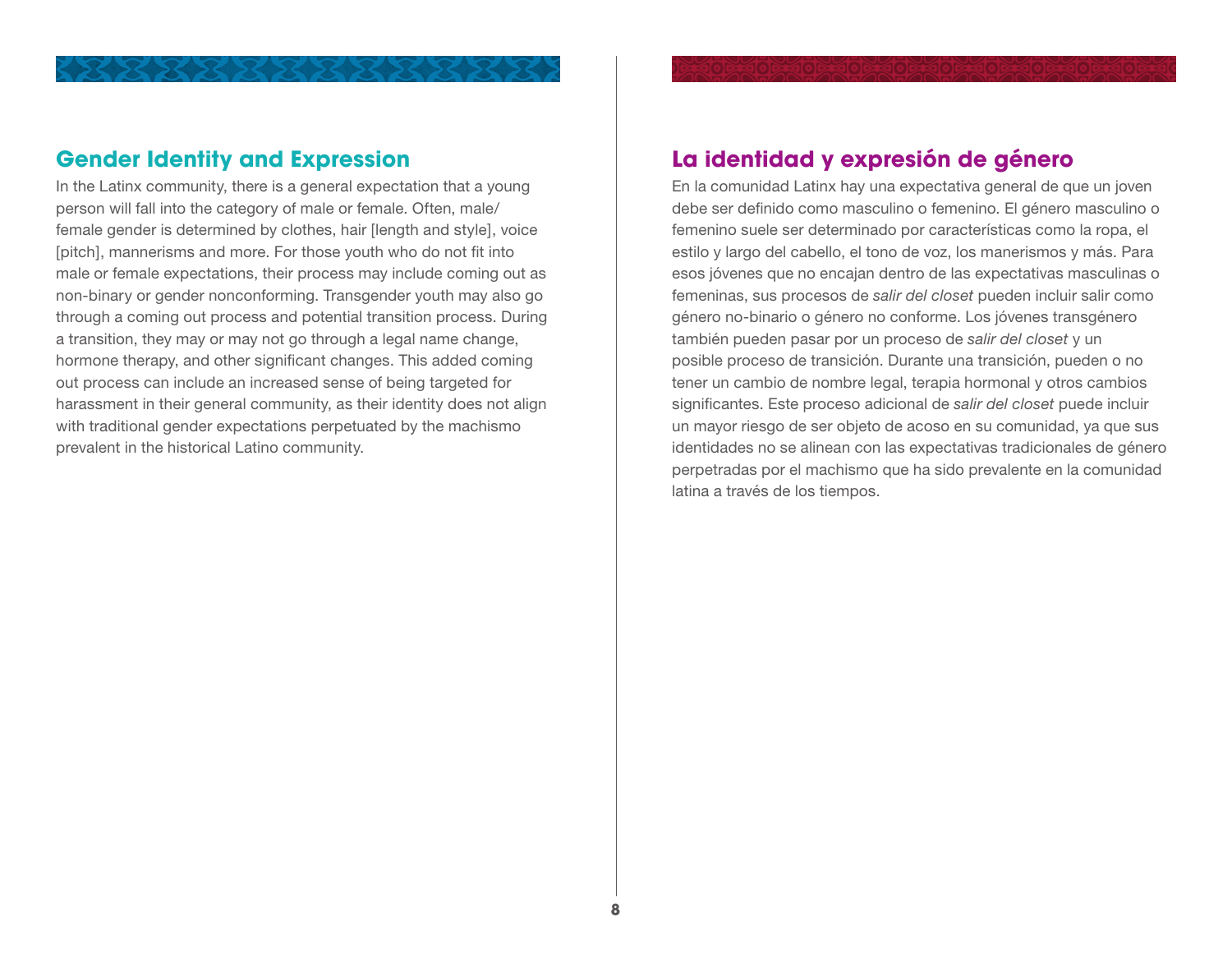## Gender Identity and Expression

In the Latinx community, there is a general expectation that a young person will fall into the category of male or female. Often, male/female gender is determined by clothes, hair [length and style], voice [pitch], mannerisms and more. For those youth who do not fit into male or female expectations, their process may include coming out as non-binary or gender nonconforming. Transgender youth may also go through a coming out process and potential transition process. During a transition, they may or may not go through a legal name change, hormone therapy, and other significant changes. This added coming out process can include an increased sense of being targeted for harassment in their general community, as their identity does not align with traditional gender expectations perpetuated by the machismo prevalent in the historical Latino community.

## La identidad y expresión de género

En la comunidad Latinx hay una expectativa general de que un joven debe ser definido como masculino o femenino. El género masculino o femenino suele ser determinado por características como la ropa, el estilo y largo del cabello, el tono de voz, los manerismos y más. Para esos jóvenes que no encajan dentro de las expectativas masculinas o femeninas, sus procesos de *salir del closet* pueden incluir salir como género no-binario o género no conforme. Los jóvenes transgénero también pueden pasar por un proceso de *salir del closet* y un posible proceso de transición. Durante una transición, pueden o no tener un cambio de nombre legal, terapia hormonal y otros cambios significantes. Este proceso adicional de *salir del closet* puede incluir un mayor riesgo de ser objeto de acoso en su comunidad, ya que sus identidades no se alinean con las expectativas tradicionales de género perpetradas por el machismo que ha sido prevalente en la comunidad latina a través de los tiempos.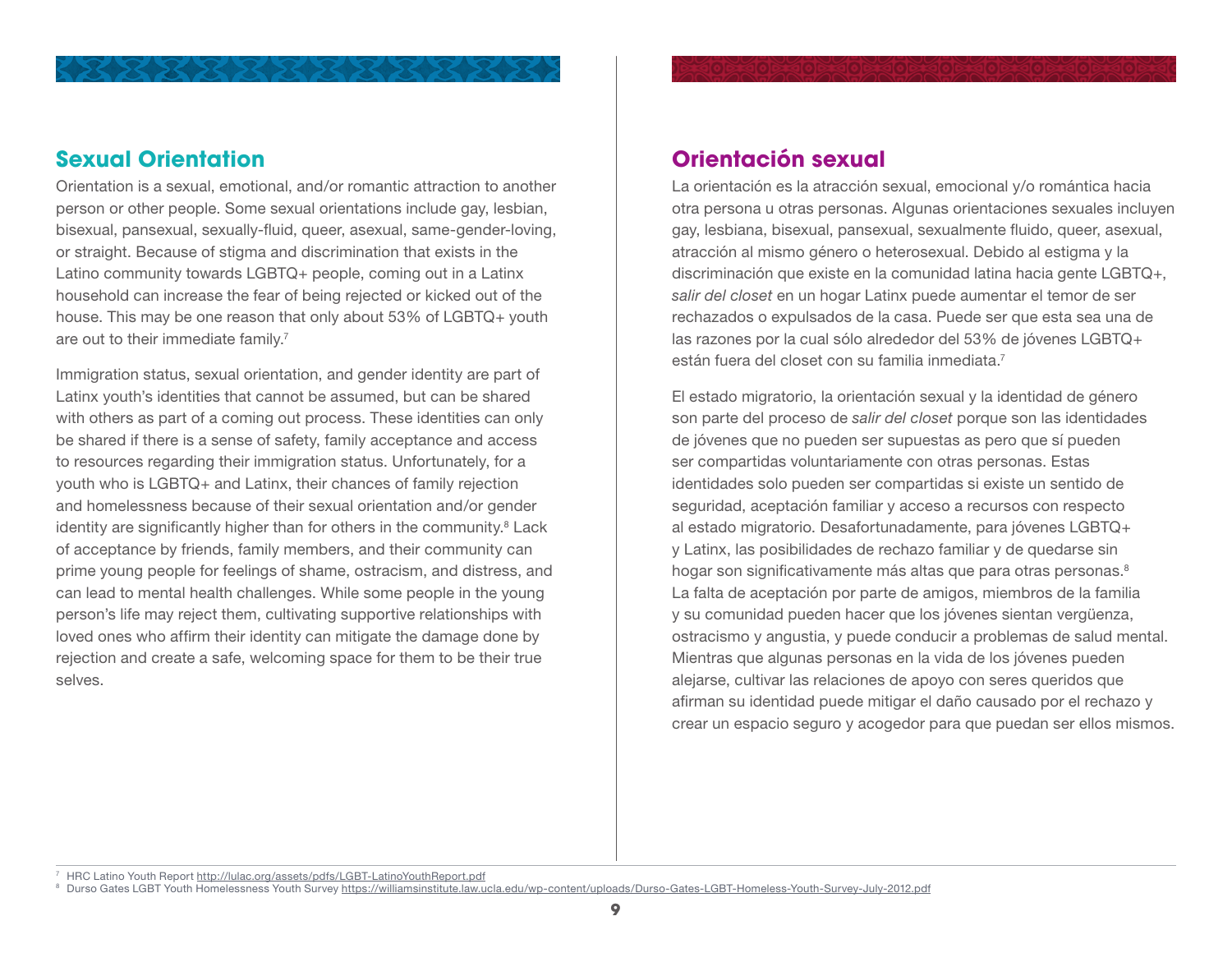## Sexual Orientation

Orientation is a sexual, emotional, and/or romantic attraction to another person or other people. Some sexual orientations include gay, lesbian, bisexual, pansexual, sexually-fluid, queer, asexual, same-gender-loving, or straight. Because of stigma and discrimination that exists in the Latino community towards LGBTQ+ people, coming out in a Latinx household can increase the fear of being rejected or kicked out of the house. This may be one reason that only about 53% of LGBTQ+ youth are out to their immediate family.[7]

Immigration status, sexual orientation, and gender identity are part of Latinx youth's identities that cannot be assumed, but can be shared with others as part of a coming out process. These identities can only be shared if there is a sense of safety, family acceptance and access to resources regarding their immigration status. Unfortunately, for a youth who is LGBTQ+ and Latinx, their chances of family rejection and homelessness because of their sexual orientation and/or gender identity are significantly higher than for others in the community.[8] Lack of acceptance by friends, family members, and their community can prime young people for feelings of shame, ostracism, and distress, and can lead to mental health challenges. While some people in the young person's life may reject them, cultivating supportive relationships with loved ones who affirm their identity can mitigate the damage done by rejection and create a safe, welcoming space for them to be their true selves.

## Orientación sexual

La orientación es la atracción sexual, emocional y/o romántica hacia otra persona u otras personas. Algunas orientaciones sexuales incluyen gay, lesbiana, bisexual, pansexual, sexualmente fluido, queer, asexual, atracción al mismo género o heterosexual. Debido al estigma y la discriminación que existe en la comunidad latina hacia gente LGBTQ+, *salir del closet* en un hogar Latinx puede aumentar el temor de ser rechazados o expulsados de la casa. Puede ser que esta sea una de las razones por la cual sólo alrededor del 53% de jóvenes LGBTQ+ están fuera del closet con su familia inmediata.[7]

El estado migratorio, la orientación sexual y la identidad de género son parte del proceso de *salir del closet* porque son las identidades de jóvenes que no pueden ser supuestas as pero que sí pueden ser compartidas voluntariamente con otras personas. Estas identidades solo pueden ser compartidas si existe un sentido de seguridad, aceptación familiar y acceso a recursos con respecto al estado migratorio. Desafortunadamente, para jóvenes LGBTQ+ y Latinx, las posibilidades de rechazo familiar y de quedarse sin hogar son significativamente más altas que para otras personas.[8] La falta de aceptación por parte de amigos, miembros de la familia y su comunidad pueden hacer que los jóvenes sientan vergüenza, ostracismo y angustia, y puede conducir a problemas de salud mental. Mientras que algunas personas en la vida de los jóvenes pueden alejarse, cultivar las relaciones de apoyo con seres queridos que afirman su identidad puede mitigar el daño causado por el rechazo y crear un espacio seguro y acogedor para que puedan ser ellos mismos.

---

[7] HRC Latino Youth Report http://lulac.org/assets/pdfs/LGBT-LatinoYouthReport.pdf

[8] Durso Gates LGBT Youth Homelessness Youth Survey https://williamsinstitute.law.ucla.edu/wp-content/uploads/Durso-Gates-LGBT-Homeless-Youth-Survey-July-2012.pdf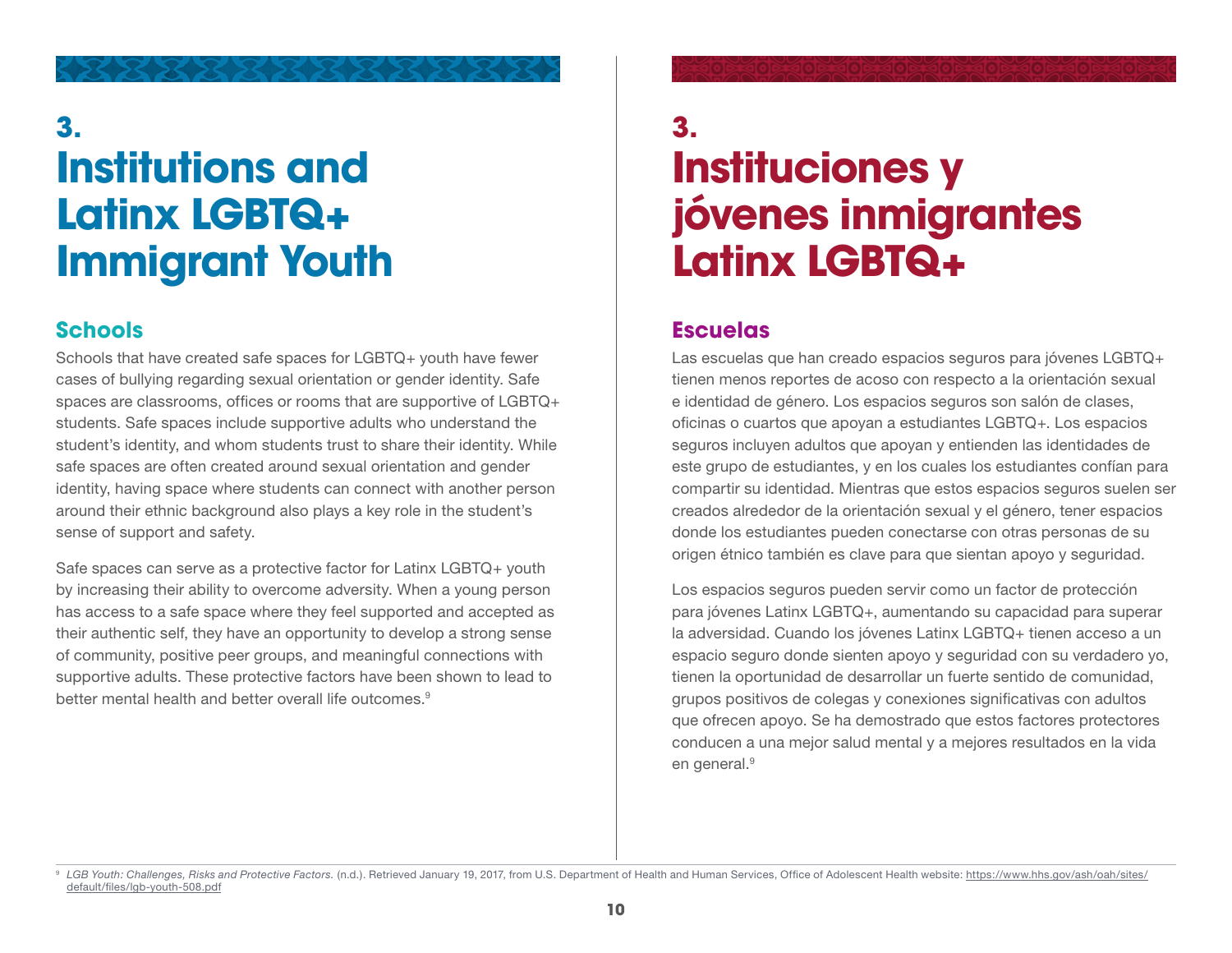# 3. Institutions and Latinx LGBTQ+ Immigrant Youth

## Schools

Schools that have created safe spaces for LGBTQ+ youth have fewer cases of bullying regarding sexual orientation or gender identity. Safe spaces are classrooms, offices or rooms that are supportive of LGBTQ+ students. Safe spaces include supportive adults who understand the student's identity, and whom students trust to share their identity. While safe spaces are often created around sexual orientation and gender identity, having space where students can connect with another person around their ethnic background also plays a key role in the student's sense of support and safety.

Safe spaces can serve as a protective factor for Latinx LGBTQ+ youth by increasing their ability to overcome adversity. When a young person has access to a safe space where they feel supported and accepted as their authentic self, they have an opportunity to develop a strong sense of community, positive peer groups, and meaningful connections with supportive adults. These protective factors have been shown to lead to better mental health and better overall life outcomes.[9]

# 3. Instituciones y jóvenes inmigrantes Latinx LGBTQ+

## Escuelas

Las escuelas que han creado espacios seguros para jóvenes LGBTQ+ tienen menos reportes de acoso con respecto a la orientación sexual e identidad de género. Los espacios seguros son salón de clases, oficinas o cuartos que apoyan a estudiantes LGBTQ+. Los espacios seguros incluyen adultos que apoyan y entienden las identidades de este grupo de estudiantes, y en los cuales los estudiantes confían para compartir su identidad. Mientras que estos espacios seguros suelen ser creados alrededor de la orientación sexual y el género, tener espacios donde los estudiantes pueden conectarse con otras personas de su origen étnico también es clave para que sientan apoyo y seguridad.

Los espacios seguros pueden servir como un factor de protección para jóvenes Latinx LGBTQ+, aumentando su capacidad para superar la adversidad. Cuando los jóvenes Latinx LGBTQ+ tienen acceso a un espacio seguro donde sienten apoyo y seguridad con su verdadero yo, tienen la oportunidad de desarrollar un fuerte sentido de comunidad, grupos positivos de colegas y conexiones significativas con adultos que ofrecen apoyo. Se ha demostrado que estos factores protectores conducen a una mejor salud mental y a mejores resultados en la vida en general.[9]

---

[9] *LGB Youth: Challenges, Risks and Protective Factors.* (n.d.). Retrieved January 19, 2017, from U.S. Department of Health and Human Services, Office of Adolescent Health website: https://www.hhs.gov/ash/oah/sites/default/files/lgb-youth-508.pdf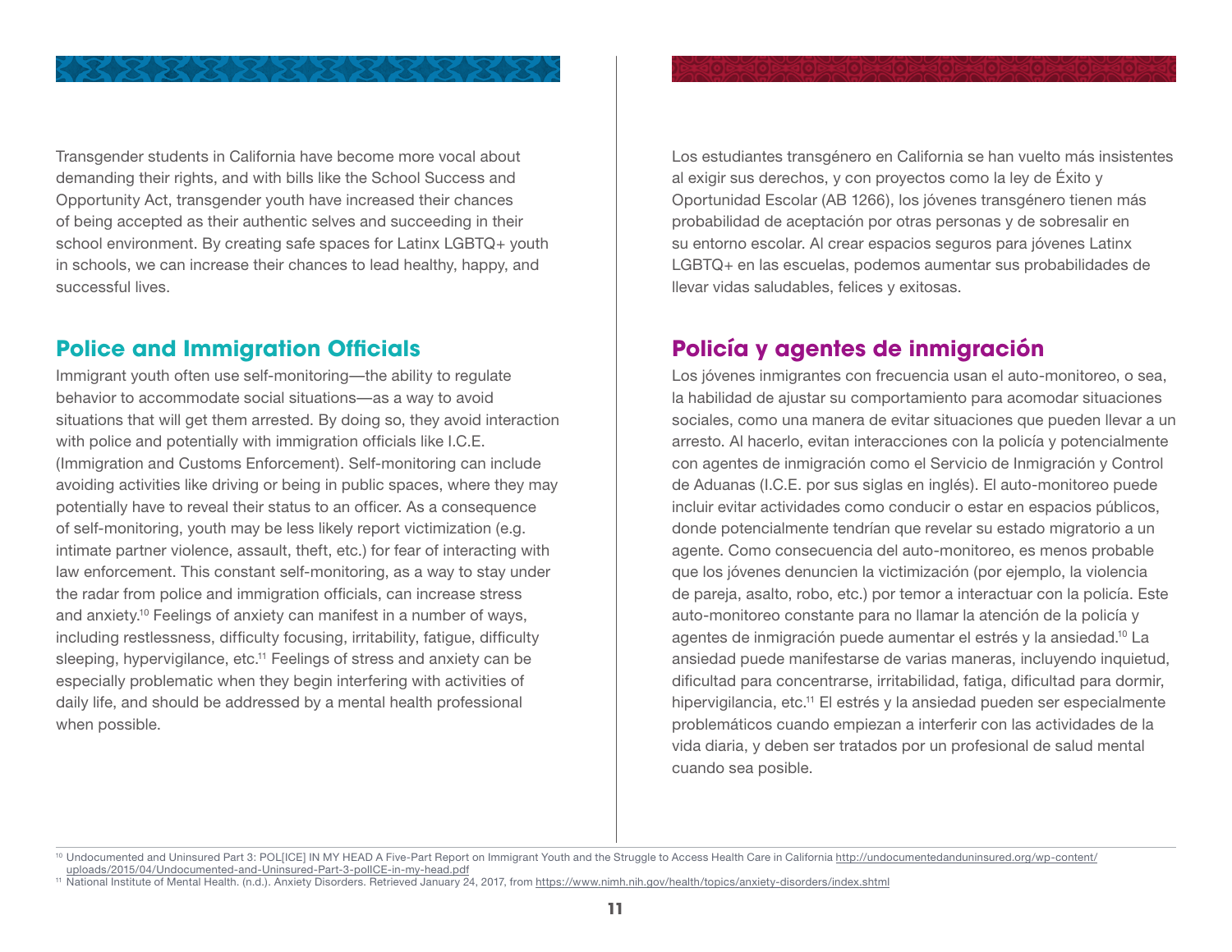Transgender students in California have become more vocal about demanding their rights, and with bills like the School Success and Opportunity Act, transgender youth have increased their chances of being accepted as their authentic selves and succeeding in their school environment. By creating safe spaces for Latinx LGBTQ+ youth in schools, we can increase their chances to lead healthy, happy, and successful lives.

## Police and Immigration Officials

Immigrant youth often use self-monitoring—the ability to regulate behavior to accommodate social situations—as a way to avoid situations that will get them arrested. By doing so, they avoid interaction with police and potentially with immigration officials like I.C.E. (Immigration and Customs Enforcement). Self-monitoring can include avoiding activities like driving or being in public spaces, where they may potentially have to reveal their status to an officer. As a consequence of self-monitoring, youth may be less likely report victimization (e.g. intimate partner violence, assault, theft, etc.) for fear of interacting with law enforcement. This constant self-monitoring, as a way to stay under the radar from police and immigration officials, can increase stress and anxiety.[10] Feelings of anxiety can manifest in a number of ways, including restlessness, difficulty focusing, irritability, fatigue, difficulty sleeping, hypervigilance, etc.[11] Feelings of stress and anxiety can be especially problematic when they begin interfering with activities of daily life, and should be addressed by a mental health professional when possible.

Los estudiantes transgénero en California se han vuelto más insistentes al exigir sus derechos, y con proyectos como la ley de Éxito y Oportunidad Escolar (AB 1266), los jóvenes transgénero tienen más probabilidad de aceptación por otras personas y de sobresalir en su entorno escolar. Al crear espacios seguros para jóvenes Latinx LGBTQ+ en las escuelas, podemos aumentar sus probabilidades de llevar vidas saludables, felices y exitosas.

## Policía y agentes de inmigración

Los jóvenes inmigrantes con frecuencia usan el auto-monitoreo, o sea, la habilidad de ajustar su comportamiento para acomodar situaciones sociales, como una manera de evitar situaciones que pueden llevar a un arresto. Al hacerlo, evitan interacciones con la policía y potencialmente con agentes de inmigración como el Servicio de Inmigración y Control de Aduanas (I.C.E. por sus siglas en inglés). El auto-monitoreo puede incluir evitar actividades como conducir o estar en espacios públicos, donde potencialmente tendrían que revelar su estado migratorio a un agente. Como consecuencia del auto-monitoreo, es menos probable que los jóvenes denuncien la victimización (por ejemplo, la violencia de pareja, asalto, robo, etc.) por temor a interactuar con la policía. Este auto-monitoreo constante para no llamar la atención de la policía y agentes de inmigración puede aumentar el estrés y la ansiedad.[10] La ansiedad puede manifestarse de varias maneras, incluyendo inquietud, dificultad para concentrarse, irritabilidad, fatiga, dificultad para dormir, hipervigilancia, etc.[11] El estrés y la ansiedad pueden ser especialmente problemáticos cuando empiezan a interferir con las actividades de la vida diaria, y deben ser tratados por un profesional de salud mental cuando sea posible.

---

[10] Undocumented and Uninsured Part 3: POL[ICE] IN MY HEAD A Five-Part Report on Immigrant Youth and the Struggle to Access Health Care in California http://undocumentedanduninsured.org/wp-content/uploads/2015/04/Undocumented-and-Uninsured-Part-3-polICE-in-my-head.pdf

[11] National Institute of Mental Health. (n.d.). Anxiety Disorders. Retrieved January 24, 2017, from https://www.nimh.nih.gov/health/topics/anxiety-disorders/index.shtml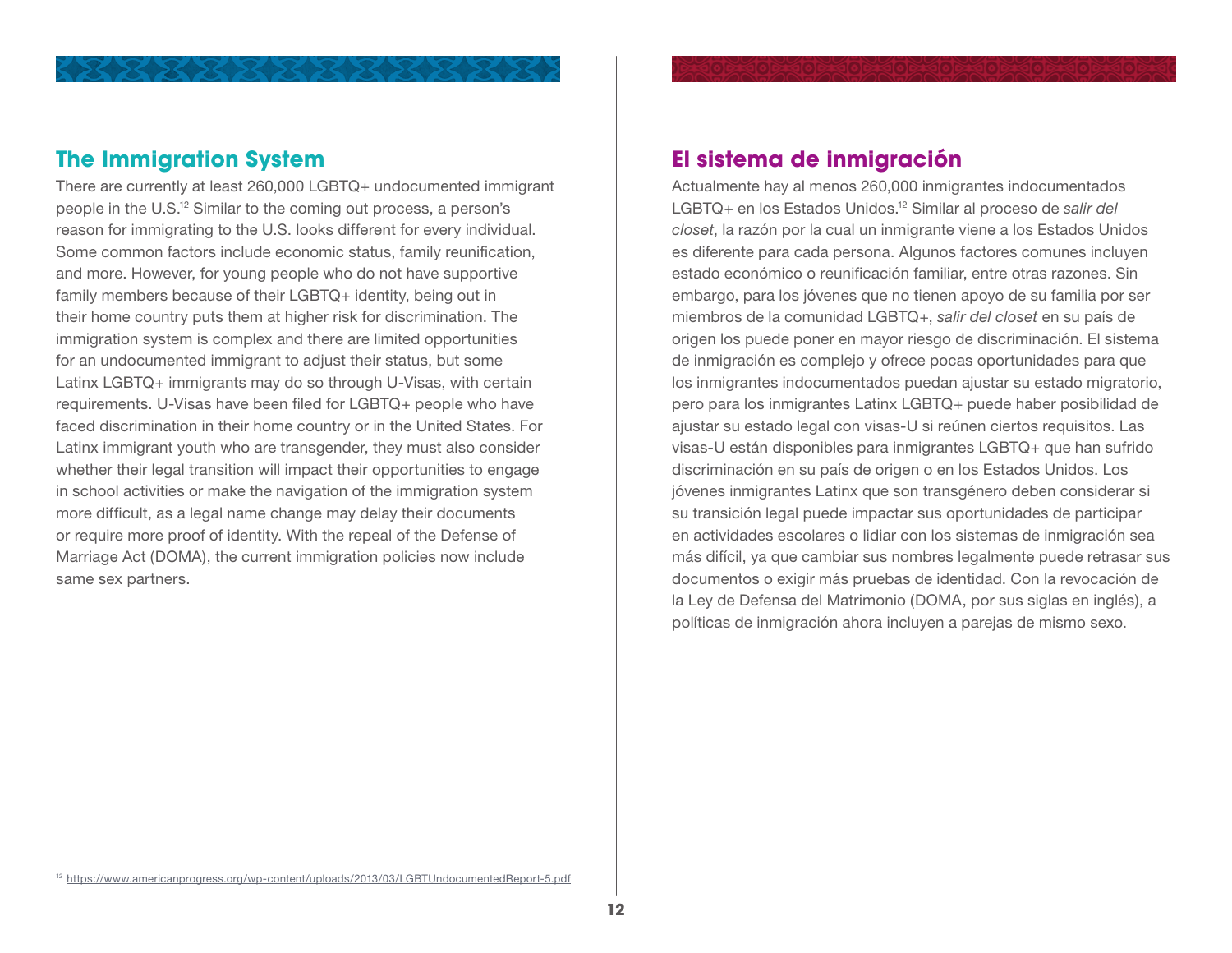## The Immigration System

There are currently at least 260,000 LGBTQ+ undocumented immigrant people in the U.S.[12] Similar to the coming out process, a person's reason for immigrating to the U.S. looks different for every individual. Some common factors include economic status, family reunification, and more. However, for young people who do not have supportive family members because of their LGBTQ+ identity, being out in their home country puts them at higher risk for discrimination. The immigration system is complex and there are limited opportunities for an undocumented immigrant to adjust their status, but some Latinx LGBTQ+ immigrants may do so through U-Visas, with certain requirements. U-Visas have been filed for LGBTQ+ people who have faced discrimination in their home country or in the United States. For Latinx immigrant youth who are transgender, they must also consider whether their legal transition will impact their opportunities to engage in school activities or make the navigation of the immigration system more difficult, as a legal name change may delay their documents or require more proof of identity. With the repeal of the Defense of Marriage Act (DOMA), the current immigration policies now include same sex partners.

## El sistema de inmigración

Actualmente hay al menos 260,000 inmigrantes indocumentados LGBTQ+ en los Estados Unidos.[12] Similar al proceso de *salir del closet*, la razón por la cual un inmigrante viene a los Estados Unidos es diferente para cada persona. Algunos factores comunes incluyen estado económico o reunificación familiar, entre otras razones. Sin embargo, para los jóvenes que no tienen apoyo de su familia por ser miembros de la comunidad LGBTQ+, *salir del closet* en su país de origen los puede poner en mayor riesgo de discriminación. El sistema de inmigración es complejo y ofrece pocas oportunidades para que los inmigrantes indocumentados puedan ajustar su estado migratorio, pero para los inmigrantes Latinx LGBTQ+ puede haber posibilidad de ajustar su estado legal con visas-U si reúnen ciertos requisitos. Las visas-U están disponibles para inmigrantes LGBTQ+ que han sufrido discriminación en su país de origen o en los Estados Unidos. Los jóvenes inmigrantes Latinx que son transgénero deben considerar si su transición legal puede impactar sus oportunidades de participar en actividades escolares o lidiar con los sistemas de inmigración sea más difícil, ya que cambiar sus nombres legalmente puede retrasar sus documentos o exigir más pruebas de identidad. Con la revocación de la Ley de Defensa del Matrimonio (DOMA, por sus siglas en inglés), a políticas de inmigración ahora incluyen a parejas de mismo sexo.

---

[12] https://www.americanprogress.org/wp-content/uploads/2013/03/LGBTUndocumentedReport-5.pdf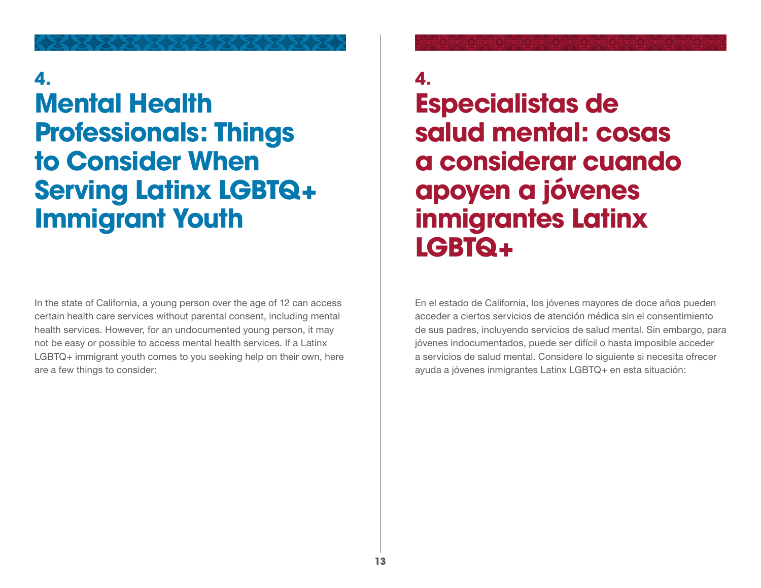# 4. Mental Health Professionals: Things to Consider When Serving Latinx LGBTQ+ Immigrant Youth

In the state of California, a young person over the age of 12 can access certain health care services without parental consent, including mental health services. However, for an undocumented young person, it may not be easy or possible to access mental health services. If a Latinx LGBTQ+ immigrant youth comes to you seeking help on their own, here are a few things to consider:

# 4. Especialistas de salud mental: cosas a considerar cuando apoyen a jóvenes inmigrantes Latinx LGBTQ+

En el estado de California, los jóvenes mayores de doce años pueden acceder a ciertos servicios de atención médica sin el consentimiento de sus padres, incluyendo servicios de salud mental. Sin embargo, para jóvenes indocumentados, puede ser difícil o hasta imposible acceder a servicios de salud mental. Considere lo siguiente si necesita ofrecer ayuda a jóvenes inmigrantes Latinx LGBTQ+ en esta situación: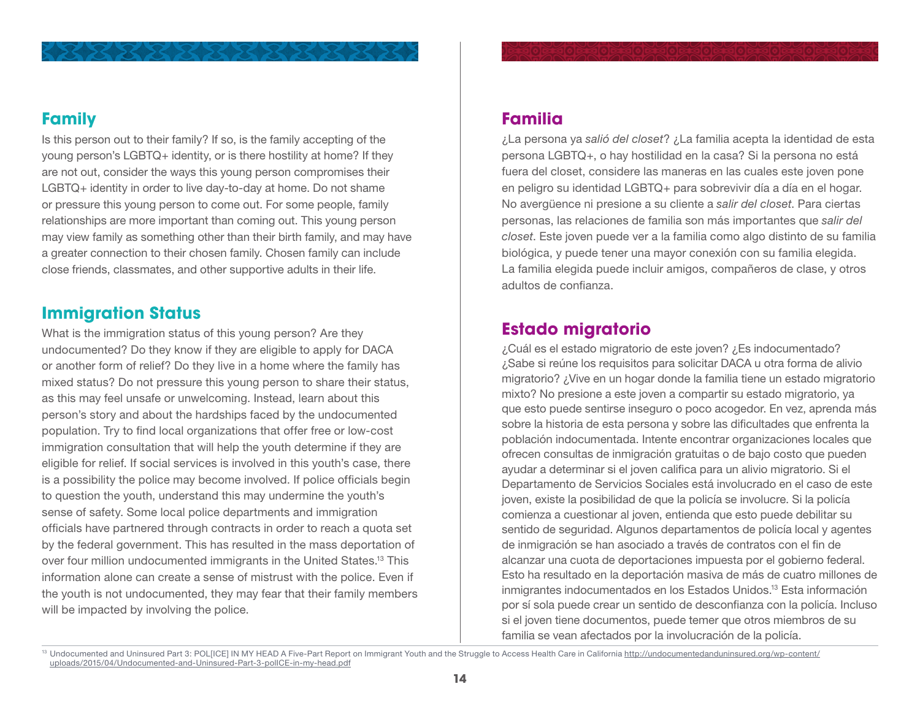## Family

Is this person out to their family? If so, is the family accepting of the young person's LGBTQ+ identity, or is there hostility at home? If they are not out, consider the ways this young person compromises their LGBTQ+ identity in order to live day-to-day at home. Do not shame or pressure this young person to come out. For some people, family relationships are more important than coming out. This young person may view family as something other than their birth family, and may have a greater connection to their chosen family. Chosen family can include close friends, classmates, and other supportive adults in their life.

## Immigration Status

What is the immigration status of this young person? Are they undocumented? Do they know if they are eligible to apply for DACA or another form of relief? Do they live in a home where the family has mixed status? Do not pressure this young person to share their status, as this may feel unsafe or unwelcoming. Instead, learn about this person's story and about the hardships faced by the undocumented population. Try to find local organizations that offer free or low-cost immigration consultation that will help the youth determine if they are eligible for relief. If social services is involved in this youth's case, there is a possibility the police may become involved. If police officials begin to question the youth, understand this may undermine the youth's sense of safety. Some local police departments and immigration officials have partnered through contracts in order to reach a quota set by the federal government. This has resulted in the mass deportation of over four million undocumented immigrants in the United States.[13] This information alone can create a sense of mistrust with the police. Even if the youth is not undocumented, they may fear that their family members will be impacted by involving the police.

## Familia

¿La persona ya *salió del closet*? ¿La familia acepta la identidad de esta persona LGBTQ+, o hay hostilidad en la casa? Si la persona no está fuera del closet, considere las maneras en las cuales este joven pone en peligro su identidad LGBTQ+ para sobrevivir día a día en el hogar. No avergüence ni presione a su cliente a *salir del closet*. Para ciertas personas, las relaciones de familia son más importantes que *salir del closet*. Este joven puede ver a la familia como algo distinto de su familia biológica, y puede tener una mayor conexión con su familia elegida. La familia elegida puede incluir amigos, compañeros de clase, y otros adultos de confianza.

## Estado migratorio

¿Cuál es el estado migratorio de este joven? ¿Es indocumentado? ¿Sabe si reúne los requisitos para solicitar DACA u otra forma de alivio migratorio? ¿Vive en un hogar donde la familia tiene un estado migratorio mixto? No presione a este joven a compartir su estado migratorio, ya que esto puede sentirse inseguro o poco acogedor. En vez, aprenda más sobre la historia de esta persona y sobre las dificultades que enfrenta la población indocumentada. Intente encontrar organizaciones locales que ofrecen consultas de inmigración gratuitas o de bajo costo que pueden ayudar a determinar si el joven califica para un alivio migratorio. Si el Departamento de Servicios Sociales está involucrado en el caso de este joven, existe la posibilidad de que la policía se involucre. Si la policía comienza a cuestionar al joven, entienda que esto puede debilitar su sentido de seguridad. Algunos departamentos de policía local y agentes de inmigración se han asociado a través de contratos con el fin de alcanzar una cuota de deportaciones impuesta por el gobierno federal. Esto ha resultado en la deportación masiva de más de cuatro millones de inmigrantes indocumentados en los Estados Unidos.[13] Esta información por sí sola puede crear un sentido de desconfianza con la policía. Incluso si el joven tiene documentos, puede temer que otros miembros de su familia se vean afectados por la involucración de la policía.

---

[13] Undocumented and Uninsured Part 3: POL[ICE] IN MY HEAD A Five-Part Report on Immigrant Youth and the Struggle to Access Health Care in California http://undocumentedanduninsured.org/wp-content/uploads/2015/04/Undocumented-and-Uninsured-Part-3-polICE-in-my-head.pdf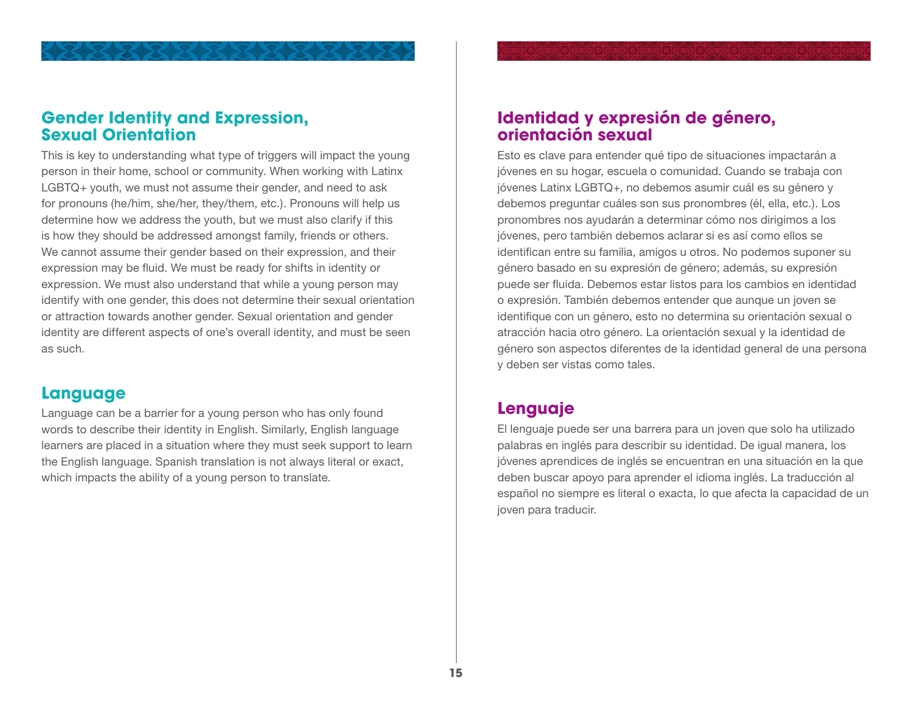## Gender Identity and Expression, Sexual Orientation

This is key to understanding what type of triggers will impact the young person in their home, school or community. When working with Latinx LGBTQ+ youth, we must not assume their gender, and need to ask for pronouns (he/him, she/her, they/them, etc.). Pronouns will help us determine how we address the youth, but we must also clarify if this is how they should be addressed amongst family, friends or others. We cannot assume their gender based on their expression, and their expression may be fluid. We must be ready for shifts in identity or expression. We must also understand that while a young person may identify with one gender, this does not determine their sexual orientation or attraction towards another gender. Sexual orientation and gender identity are different aspects of one's overall identity, and must be seen as such.

## Language

Language can be a barrier for a young person who has only found words to describe their identity in English. Similarly, English language learners are placed in a situation where they must seek support to learn the English language. Spanish translation is not always literal or exact, which impacts the ability of a young person to translate.

## Identidad y expresión de género, orientación sexual

Esto es clave para entender qué tipo de situaciones impactarán a jóvenes en su hogar, escuela o comunidad. Cuando se trabaja con jóvenes Latinx LGBTQ+, no debemos asumir cuál es su género y debemos preguntar cuáles son sus pronombres (él, ella, etc.). Los pronombres nos ayudarán a determinar cómo nos dirigimos a los jóvenes, pero también debemos aclarar si es así como ellos se identifican entre su familia, amigos u otros. No podemos suponer su género basado en su expresión de género; además, su expresión puede ser fluida. Debemos estar listos para los cambios en identidad o expresión. También debemos entender que aunque un joven se identifique con un género, esto no determina su orientación sexual o atracción hacia otro género. La orientación sexual y la identidad de género son aspectos diferentes de la identidad general de una persona y deben ser vistas como tales.

## Lenguaje

El lenguaje puede ser una barrera para un joven que solo ha utilizado palabras en inglés para describir su identidad. De igual manera, los jóvenes aprendices de inglés se encuentran en una situación en la que deben buscar apoyo para aprender el idioma inglés. La traducción al español no siempre es literal o exacta, lo que afecta la capacidad de un joven para traducir.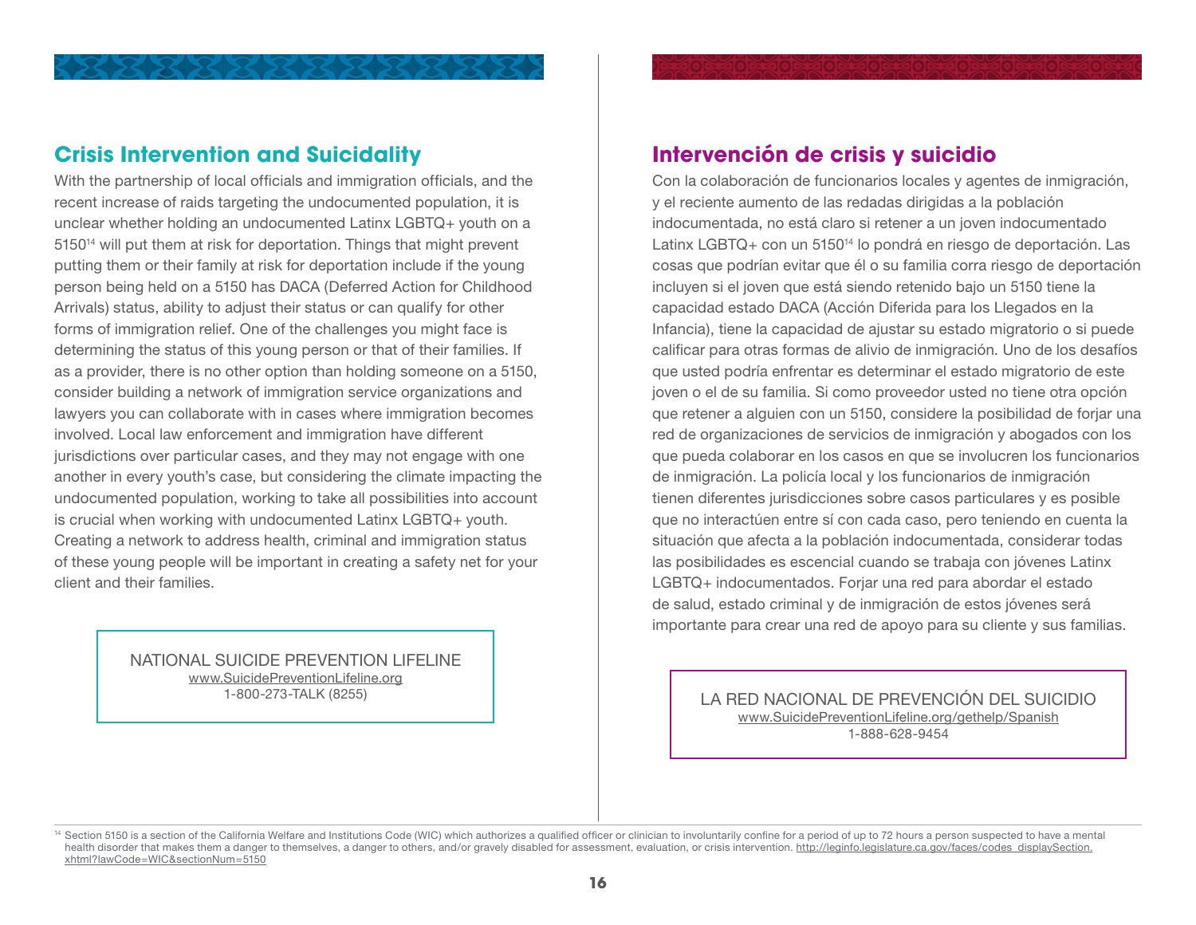## Crisis Intervention and Suicidality

With the partnership of local officials and immigration officials, and the recent increase of raids targeting the undocumented population, it is unclear whether holding an undocumented Latinx LGBTQ+ youth on a 5150[14] will put them at risk for deportation. Things that might prevent putting them or their family at risk for deportation include if the young person being held on a 5150 has DACA (Deferred Action for Childhood Arrivals) status, ability to adjust their status or can qualify for other forms of immigration relief. One of the challenges you might face is determining the status of this young person or that of their families. If as a provider, there is no other option than holding someone on a 5150, consider building a network of immigration service organizations and lawyers you can collaborate with in cases where immigration becomes involved. Local law enforcement and immigration have different jurisdictions over particular cases, and they may not engage with one another in every youth's case, but considering the climate impacting the undocumented population, working to take all possibilities into account is crucial when working with undocumented Latinx LGBTQ+ youth. Creating a network to address health, criminal and immigration status of these young people will be important in creating a safety net for your client and their families.

NATIONAL SUICIDE PREVENTION LIFELINE
www.SuicidePreventionLifeline.org
1-800-273-TALK (8255)

## Intervención de crisis y suicidio

Con la colaboración de funcionarios locales y agentes de inmigración, y el reciente aumento de las redadas dirigidas a la población indocumentada, no está claro si retener a un joven indocumentado Latinx LGBTQ+ con un 5150[14] lo pondrá en riesgo de deportación. Las cosas que podrían evitar que él o su familia corra riesgo de deportación incluyen si el joven que está siendo retenido bajo un 5150 tiene la capacidad estado DACA (Acción Diferida para los Llegados en la Infancia), tiene la capacidad de ajustar su estado migratorio o si puede calificar para otras formas de alivio de inmigración. Uno de los desafíos que usted podría enfrentar es determinar el estado migratorio de este joven o el de su familia. Si como proveedor usted no tiene otra opción que retener a alguien con un 5150, considere la posibilidad de forjar una red de organizaciones de servicios de inmigración y abogados con los que pueda colaborar en los casos en que se involucren los funcionarios de inmigración. La policía local y los funcionarios de inmigración tienen diferentes jurisdicciones sobre casos particulares y es posible que no interactúen entre sí con cada caso, pero teniendo en cuenta la situación que afecta a la población indocumentada, considerar todas las posibilidades es esencial cuando se trabaja con jóvenes Latinx LGBTQ+ indocumentados. Forjar una red para abordar el estado de salud, estado criminal y de inmigración de estos jóvenes será importante para crear una red de apoyo para su cliente y sus familias.

LA RED NACIONAL DE PREVENCIÓN DEL SUICIDIO
www.SuicidePreventionLifeline.org/gethelp/Spanish
1-888-628-9454

[14] Section 5150 is a section of the California Welfare and Institutions Code (WIC) which authorizes a qualified officer or clinician to involuntarily confine for a period of up to 72 hours a person suspected to have a mental health disorder that makes them a danger to themselves, a danger to others, and/or gravely disabled for assessment, evaluation, or crisis intervention. http://leginfo.legislature.ca.gov/faces/codes_displaySection.xhtml?lawCode=WIC&sectionNum=5150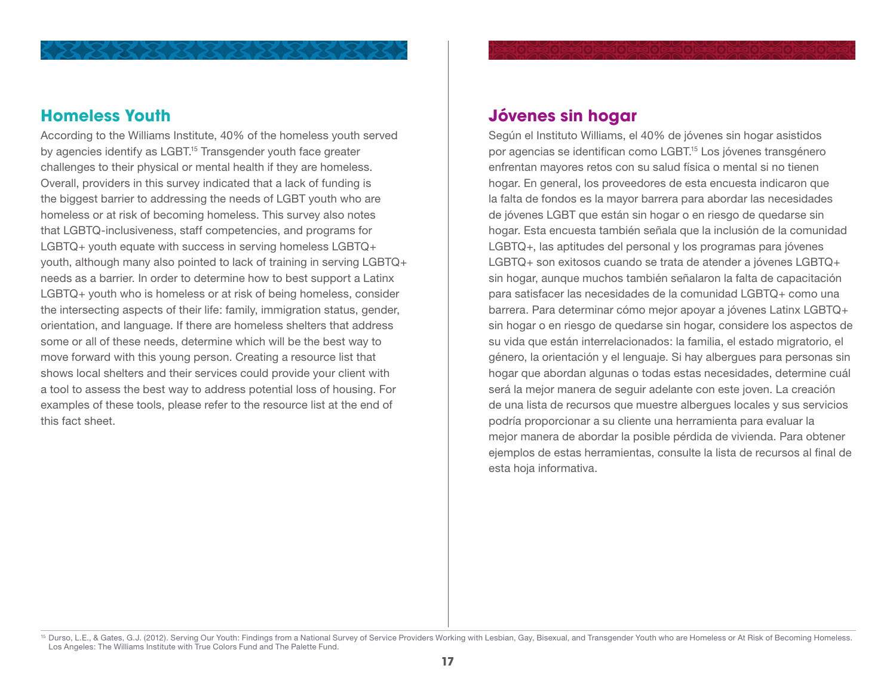## Homeless Youth

According to the Williams Institute, 40% of the homeless youth served by agencies identify as LGBT.[15] Transgender youth face greater challenges to their physical or mental health if they are homeless. Overall, providers in this survey indicated that a lack of funding is the biggest barrier to addressing the needs of LGBT youth who are homeless or at risk of becoming homeless. This survey also notes that LGBTQ-inclusiveness, staff competencies, and programs for LGBTQ+ youth equate with success in serving homeless LGBTQ+ youth, although many also pointed to lack of training in serving LGBTQ+ needs as a barrier. In order to determine how to best support a Latinx LGBTQ+ youth who is homeless or at risk of being homeless, consider the intersecting aspects of their life: family, immigration status, gender, orientation, and language. If there are homeless shelters that address some or all of these needs, determine which will be the best way to move forward with this young person. Creating a resource list that shows local shelters and their services could provide your client with a tool to assess the best way to address potential loss of housing. For examples of these tools, please refer to the resource list at the end of this fact sheet.

## Jóvenes sin hogar

Según el Instituto Williams, el 40% de jóvenes sin hogar asistidos por agencias se identifican como LGBT.[15] Los jóvenes transgénero enfrentan mayores retos con su salud física o mental si no tienen hogar. En general, los proveedores de esta encuesta indicaron que la falta de fondos es la mayor barrera para abordar las necesidades de jóvenes LGBT que están sin hogar o en riesgo de quedarse sin hogar. Esta encuesta también señala que la inclusión de la comunidad LGBTQ+, las aptitudes del personal y los programas para jóvenes LGBTQ+ son exitosos cuando se trata de atender a jóvenes LGBTQ+ sin hogar, aunque muchos también señalaron la falta de capacitación para satisfacer las necesidades de la comunidad LGBTQ+ como una barrera. Para determinar cómo mejor apoyar a jóvenes Latinx LGBTQ+ sin hogar o en riesgo de quedarse sin hogar, considere los aspectos de su vida que están interrelacionados: la familia, el estado migratorio, el género, la orientación y el lenguaje. Si hay albergues para personas sin hogar que abordan algunas o todas estas necesidades, determine cuál será la mejor manera de seguir adelante con este joven. La creación de una lista de recursos que muestre albergues locales y sus servicios podría proporcionar a su cliente una herramienta para evaluar la mejor manera de abordar la posible pérdida de vivienda. Para obtener ejemplos de estas herramientas, consulte la lista de recursos al final de esta hoja informativa.

---

[15] Durso, L.E., & Gates, G.J. (2012). Serving Our Youth: Findings from a National Survey of Service Providers Working with Lesbian, Gay, Bisexual, and Transgender Youth who are Homeless or At Risk of Becoming Homeless. Los Angeles: The Williams Institute with True Colors Fund and The Palette Fund.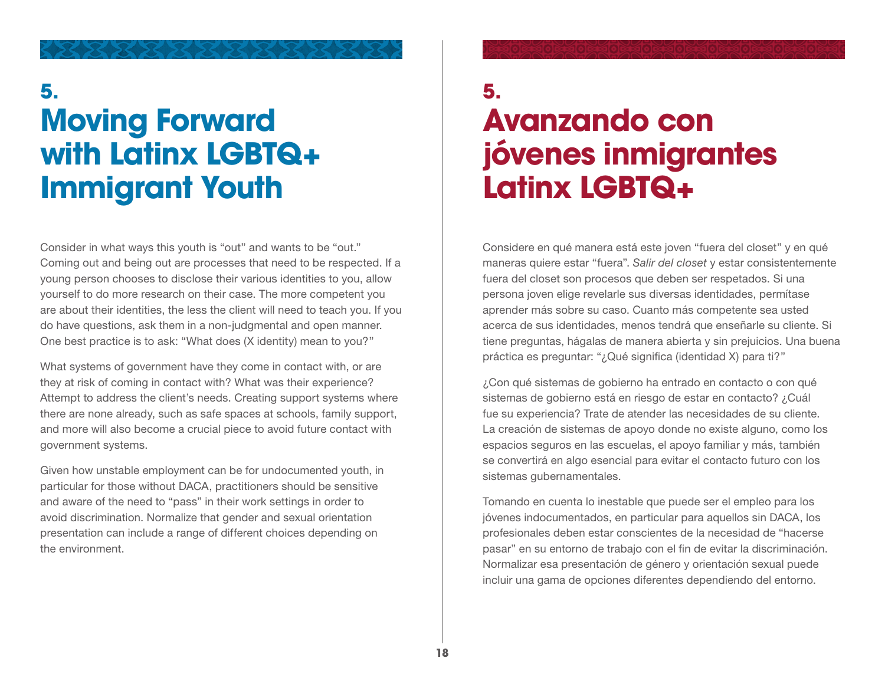# 5. Moving Forward with Latinx LGBTQ+ Immigrant Youth

Consider in what ways this youth is "out" and wants to be "out." Coming out and being out are processes that need to be respected. If a young person chooses to disclose their various identities to you, allow yourself to do more research on their case. The more competent you are about their identities, the less the client will need to teach you. If you do have questions, ask them in a non-judgmental and open manner. One best practice is to ask: "What does (X identity) mean to you?"

What systems of government have they come in contact with, or are they at risk of coming in contact with? What was their experience? Attempt to address the client's needs. Creating support systems where there are none already, such as safe spaces at schools, family support, and more will also become a crucial piece to avoid future contact with government systems.

Given how unstable employment can be for undocumented youth, in particular for those without DACA, practitioners should be sensitive and aware of the need to "pass" in their work settings in order to avoid discrimination. Normalize that gender and sexual orientation presentation can include a range of different choices depending on the environment.

# 5. Avanzando con jóvenes inmigrantes Latinx LGBTQ+

Considere en qué manera está este joven "fuera del closet" y en qué maneras quiere estar "fuera". *Salir del closet* y estar consistentemente fuera del closet son procesos que deben ser respetados. Si una persona joven elige revelarle sus diversas identidades, permítase aprender más sobre su caso. Cuanto más competente sea usted acerca de sus identidades, menos tendrá que enseñarle su cliente. Si tiene preguntas, hágalas de manera abierta y sin prejuicios. Una buena práctica es preguntar: "¿Qué significa (identidad X) para ti?"

¿Con qué sistemas de gobierno ha entrado en contacto o con qué sistemas de gobierno está en riesgo de estar en contacto? ¿Cuál fue su experiencia? Trate de atender las necesidades de su cliente. La creación de sistemas de apoyo donde no existe alguno, como los espacios seguros en las escuelas, el apoyo familiar y más, también se convertirá en algo esencial para evitar el contacto futuro con los sistemas gubernamentales.

Tomando en cuenta lo inestable que puede ser el empleo para los jóvenes indocumentados, en particular para aquellos sin DACA, los profesionales deben estar conscientes de la necesidad de "hacerse pasar" en su entorno de trabajo con el fin de evitar la discriminación. Normalizar esa presentación de género y orientación sexual puede incluir una gama de opciones diferentes dependiendo del entorno.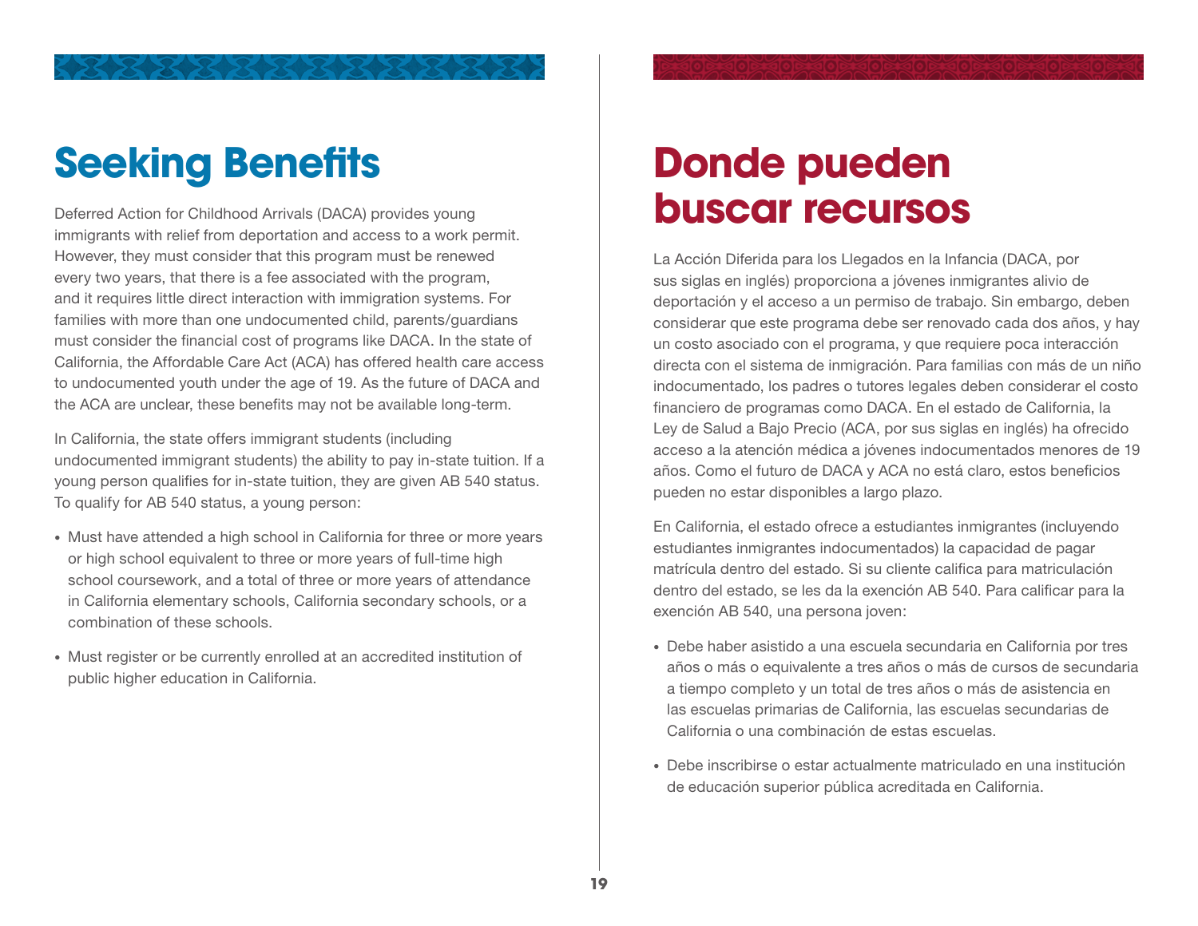# Seeking Benefits

Deferred Action for Childhood Arrivals (DACA) provides young immigrants with relief from deportation and access to a work permit. However, they must consider that this program must be renewed every two years, that there is a fee associated with the program, and it requires little direct interaction with immigration systems. For families with more than one undocumented child, parents/guardians must consider the financial cost of programs like DACA. In the state of California, the Affordable Care Act (ACA) has offered health care access to undocumented youth under the age of 19. As the future of DACA and the ACA are unclear, these benefits may not be available long-term.

In California, the state offers immigrant students (including undocumented immigrant students) the ability to pay in-state tuition. If a young person qualifies for in-state tuition, they are given AB 540 status. To qualify for AB 540 status, a young person:

- Must have attended a high school in California for three or more years or high school equivalent to three or more years of full-time high school coursework, and a total of three or more years of attendance in California elementary schools, California secondary schools, or a combination of these schools.
- Must register or be currently enrolled at an accredited institution of public higher education in California.

# Donde pueden buscar recursos

La Acción Diferida para los Llegados en la Infancia (DACA, por sus siglas en inglés) proporciona a jóvenes inmigrantes alivio de deportación y el acceso a un permiso de trabajo. Sin embargo, deben considerar que este programa debe ser renovado cada dos años, y hay un costo asociado con el programa, y que requiere poca interacción directa con el sistema de inmigración. Para familias con más de un niño indocumentado, los padres o tutores legales deben considerar el costo financiero de programas como DACA. En el estado de California, la Ley de Salud a Bajo Precio (ACA, por sus siglas en inglés) ha ofrecido acceso a la atención médica a jóvenes indocumentados menores de 19 años. Como el futuro de DACA y ACA no está claro, estos beneficios pueden no estar disponibles a largo plazo.

En California, el estado ofrece a estudiantes inmigrantes (incluyendo estudiantes inmigrantes indocumentados) la capacidad de pagar matrícula dentro del estado. Si su cliente califica para matriculación dentro del estado, se les da la exención AB 540. Para calificar para la exención AB 540, una persona joven:

- Debe haber asistido a una escuela secundaria en California por tres años o más o equivalente a tres años o más de cursos de secundaria a tiempo completo y un total de tres años o más de asistencia en las escuelas primarias de California, las escuelas secundarias de California o una combinación de estas escuelas.
- Debe inscribirse o estar actualmente matriculado en una institución de educación superior pública acreditada en California.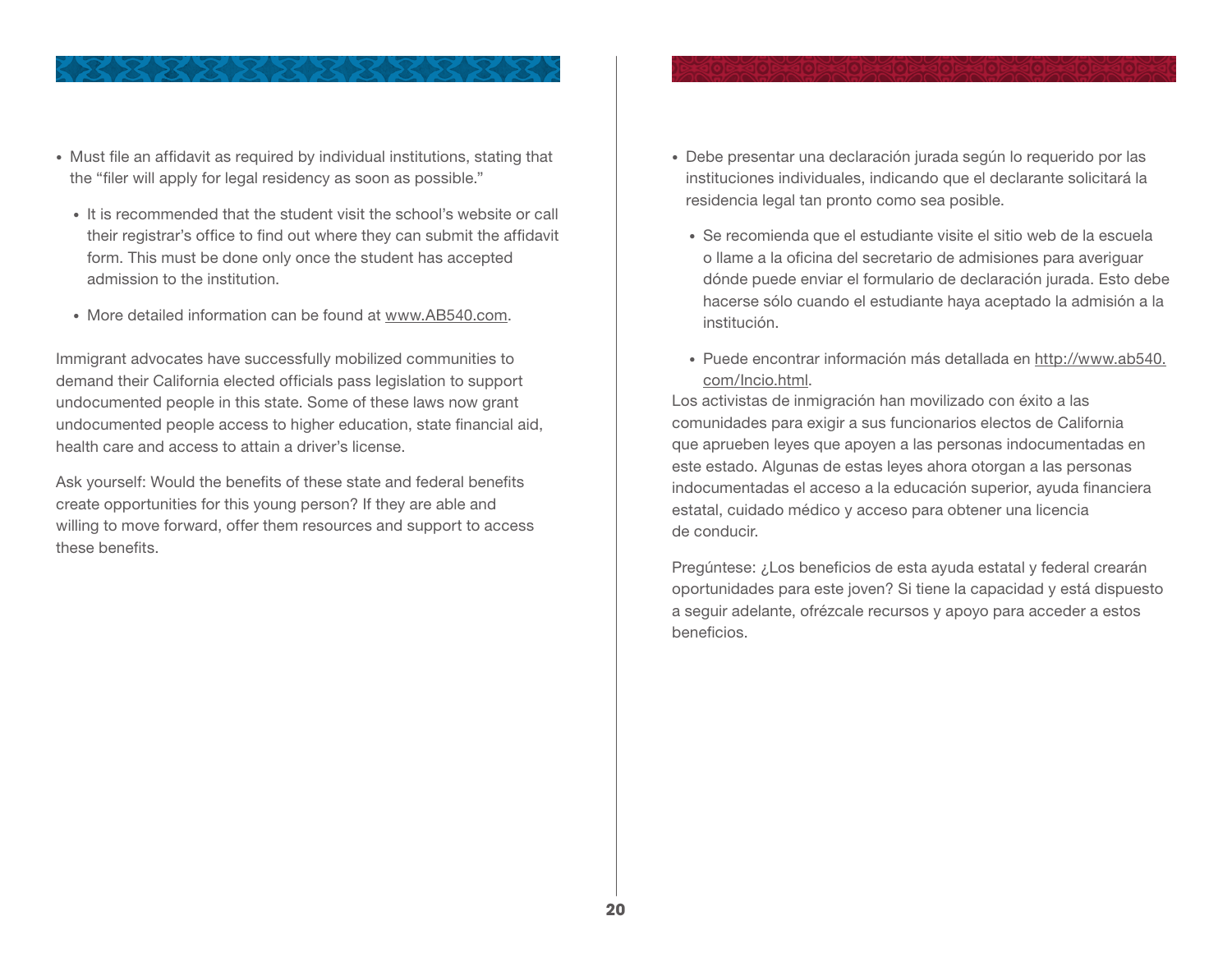- Must file an affidavit as required by individual institutions, stating that the "filer will apply for legal residency as soon as possible."
  - It is recommended that the student visit the school's website or call their registrar's office to find out where they can submit the affidavit form. This must be done only once the student has accepted admission to the institution.
  - More detailed information can be found at www.AB540.com.

Immigrant advocates have successfully mobilized communities to demand their California elected officials pass legislation to support undocumented people in this state. Some of these laws now grant undocumented people access to higher education, state financial aid, health care and access to attain a driver's license.

Ask yourself: Would the benefits of these state and federal benefits create opportunities for this young person? If they are able and willing to move forward, offer them resources and support to access these benefits.

- Debe presentar una declaración jurada según lo requerido por las instituciones individuales, indicando que el declarante solicitará la residencia legal tan pronto como sea posible.
  - Se recomienda que el estudiante visite el sitio web de la escuela o llame a la oficina del secretario de admisiones para averiguar dónde puede enviar el formulario de declaración jurada. Esto debe hacerse sólo cuando el estudiante haya aceptado la admisión a la institución.
  - Puede encontrar información más detallada en http://www.ab540.com/Incio.html.

Los activistas de inmigración han movilizado con éxito a las comunidades para exigir a sus funcionarios electos de California que aprueben leyes que apoyen a las personas indocumentadas en este estado. Algunas de estas leyes ahora otorgan a las personas indocumentadas el acceso a la educación superior, ayuda financiera estatal, cuidado médico y acceso para obtener una licencia de conducir.

Pregúntese: ¿Los beneficios de esta ayuda estatal y federal crearán oportunidades para este joven? Si tiene la capacidad y está dispuesto a seguir adelante, ofrézcale recursos y apoyo para acceder a estos beneficios.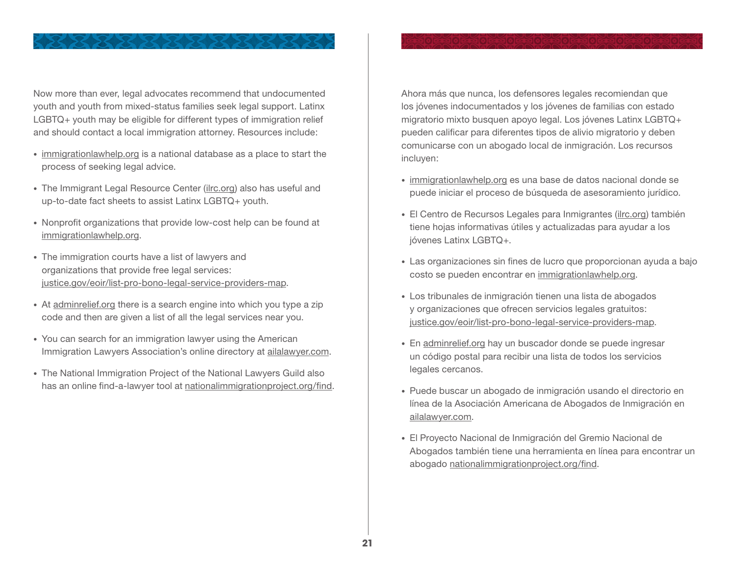Now more than ever, legal advocates recommend that undocumented youth and youth from mixed-status families seek legal support. Latinx LGBTQ+ youth may be eligible for different types of immigration relief and should contact a local immigration attorney. Resources include:

- immigrationlawhelp.org is a national database as a place to start the process of seeking legal advice.
- The Immigrant Legal Resource Center (ilrc.org) also has useful and up-to-date fact sheets to assist Latinx LGBTQ+ youth.
- Nonprofit organizations that provide low-cost help can be found at immigrationlawhelp.org.
- The immigration courts have a list of lawyers and organizations that provide free legal services: justice.gov/eoir/list-pro-bono-legal-service-providers-map.
- At adminrelief.org there is a search engine into which you type a zip code and then are given a list of all the legal services near you.
- You can search for an immigration lawyer using the American Immigration Lawyers Association's online directory at ailalawyer.com.
- The National Immigration Project of the National Lawyers Guild also has an online find-a-lawyer tool at nationalimmigrationproject.org/find.

Ahora más que nunca, los defensores legales recomiendan que los jóvenes indocumentados y los jóvenes de familias con estado migratorio mixto busquen apoyo legal. Los jóvenes Latinx LGBTQ+ pueden calificar para diferentes tipos de alivio migratorio y deben comunicarse con un abogado local de inmigración. Los recursos incluyen:

- immigrationlawhelp.org es una base de datos nacional donde se puede iniciar el proceso de búsqueda de asesoramiento jurídico.
- El Centro de Recursos Legales para Inmigrantes (ilrc.org) también tiene hojas informativas útiles y actualizadas para ayudar a los jóvenes Latinx LGBTQ+.
- Las organizaciones sin fines de lucro que proporcionan ayuda a bajo costo se pueden encontrar en immigrationlawhelp.org.
- Los tribunales de inmigración tienen una lista de abogados y organizaciones que ofrecen servicios legales gratuitos: justice.gov/eoir/list-pro-bono-legal-service-providers-map.
- En adminrelief.org hay un buscador donde se puede ingresar un código postal para recibir una lista de todos los servicios legales cercanos.
- Puede buscar un abogado de inmigración usando el directorio en línea de la Asociación Americana de Abogados de Inmigración en ailalawyer.com.
- El Proyecto Nacional de Inmigración del Gremio Nacional de Abogados también tiene una herramienta en línea para encontrar un abogado nationalimmigrationproject.org/find.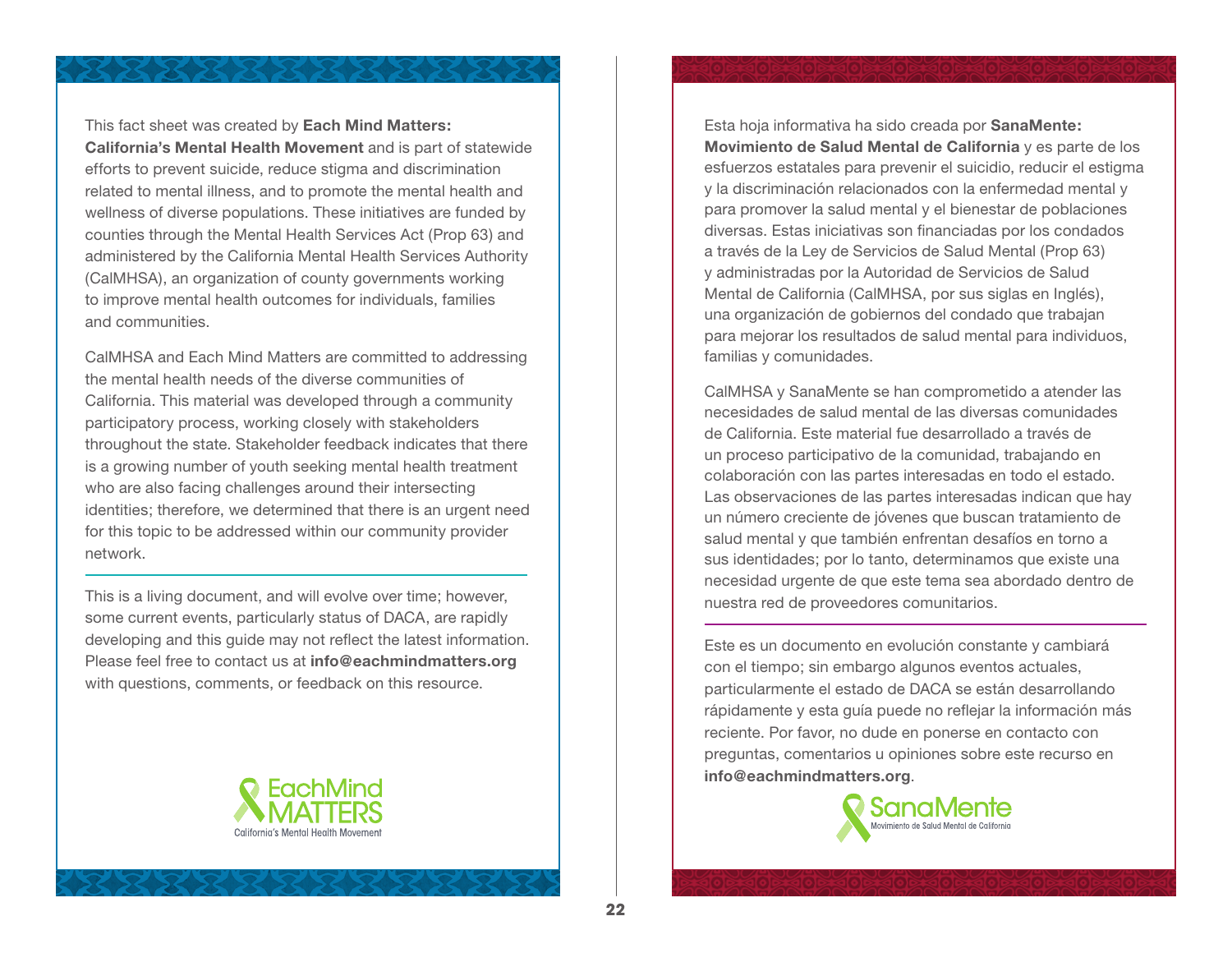This fact sheet was created by **Each Mind Matters: California's Mental Health Movement** and is part of statewide efforts to prevent suicide, reduce stigma and discrimination related to mental illness, and to promote the mental health and wellness of diverse populations. These initiatives are funded by counties through the Mental Health Services Act (Prop 63) and administered by the California Mental Health Services Authority (CalMHSA), an organization of county governments working to improve mental health outcomes for individuals, families and communities.

CalMHSA and Each Mind Matters are committed to addressing the mental health needs of the diverse communities of California. This material was developed through a community participatory process, working closely with stakeholders throughout the state. Stakeholder feedback indicates that there is a growing number of youth seeking mental health treatment who are also facing challenges around their intersecting identities; therefore, we determined that there is an urgent need for this topic to be addressed within our community provider network.

---

This is a living document, and will evolve over time; however, some current events, particularly status of DACA, are rapidly developing and this guide may not reflect the latest information. Please feel free to contact us at **info@eachmindmatters.org** with questions, comments, or feedback on this resource.

EachMind MATTERS
California's Mental Health Movement

Esta hoja informativa ha sido creada por **SanaMente: Movimiento de Salud Mental de California** y es parte de los esfuerzos estatales para prevenir el suicidio, reducir el estigma y la discriminación relacionados con la enfermedad mental y para promover la salud mental y el bienestar de poblaciones diversas. Estas iniciativas son financiadas por los condados a través de la Ley de Servicios de Salud Mental (Prop 63) y administradas por la Autoridad de Servicios de Salud Mental de California (CalMHSA, por sus siglas en Inglés), una organización de gobiernos del condado que trabajan para mejorar los resultados de salud mental para individuos, familias y comunidades.

CalMHSA y SanaMente se han comprometido a atender las necesidades de salud mental de las diversas comunidades de California. Este material fue desarrollado a través de un proceso participativo de la comunidad, trabajando en colaboración con las partes interesadas en todo el estado. Las observaciones de las partes interesadas indican que hay un número creciente de jóvenes que buscan tratamiento de salud mental y que también enfrentan desafíos en torno a sus identidades; por lo tanto, determinamos que existe una necesidad urgente de que este tema sea abordado dentro de nuestra red de proveedores comunitarios.

---

Este es un documento en evolución constante y cambiará con el tiempo; sin embargo algunos eventos actuales, particularmente el estado de DACA se están desarrollando rápidamente y esta guía puede no reflejar la información más reciente. Por favor, no dude en ponerse en contacto con preguntas, comentarios u opiniones sobre este recurso en **info@eachmindmatters.org**.

SanaMente
Movimiento de Salud Mental de California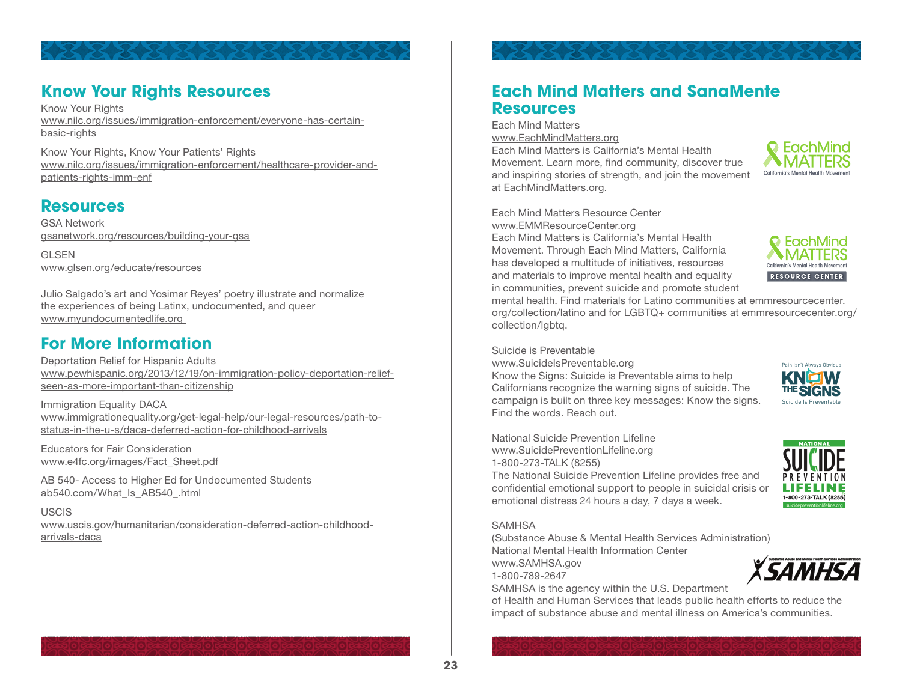## Know Your Rights Resources

Know Your Rights
www.nilc.org/issues/immigration-enforcement/everyone-has-certain-basic-rights

Know Your Rights, Know Your Patients' Rights
www.nilc.org/issues/immigration-enforcement/healthcare-provider-and-patients-rights-imm-enf

## Resources

GSA Network
gsanetwork.org/resources/building-your-gsa

GLSEN
www.glsen.org/educate/resources

Julio Salgado's art and Yosimar Reyes' poetry illustrate and normalize the experiences of being Latinx, undocumented, and queer
www.myundocumentedlife.org

## For More Information

Deportation Relief for Hispanic Adults
www.pewhispanic.org/2013/12/19/on-immigration-policy-deportation-relief-seen-as-more-important-than-citizenship

Immigration Equality DACA
www.immigrationequality.org/get-legal-help/our-legal-resources/path-to-status-in-the-u-s/daca-deferred-action-for-childhood-arrivals

Educators for Fair Consideration
www.e4fc.org/images/Fact_Sheet.pdf

AB 540- Access to Higher Ed for Undocumented Students
ab540.com/What_Is_AB540_.html

USCIS
www.uscis.gov/humanitarian/consideration-deferred-action-childhood-arrivals-daca

## Each Mind Matters and SanaMente Resources

Each Mind Matters
www.EachMindMatters.org
Each Mind Matters is California's Mental Health Movement. Learn more, find community, discover true and inspiring stories of strength, and join the movement at EachMindMatters.org.

Each Mind Matters Resource Center
www.EMMResourceCenter.org
Each Mind Matters is California's Mental Health Movement. Through Each Mind Matters, California has developed a multitude of initiatives, resources and materials to improve mental health and equality in communities, prevent suicide and promote student mental health. Find materials for Latino communities at emmresourcecenter.org/collection/latino and for LGBTQ+ communities at emmresourcecenter.org/collection/lgbtq.

Suicide is Preventable
www.SuicideIsPreventable.org
Know the Signs: Suicide is Preventable aims to help Californians recognize the warning signs of suicide. The campaign is built on three key messages: Know the signs. Find the words. Reach out.

National Suicide Prevention Lifeline
www.SuicidePreventionLifeline.org
1-800-273-TALK (8255)
The National Suicide Prevention Lifeline provides free and confidential emotional support to people in suicidal crisis or emotional distress 24 hours a day, 7 days a week.

SAMHSA
(Substance Abuse & Mental Health Services Administration)
National Mental Health Information Center
www.SAMHSA.gov
1-800-789-2647
SAMHSA is the agency within the U.S. Department of Health and Human Services that leads public health efforts to reduce the impact of substance abuse and mental illness on America's communities.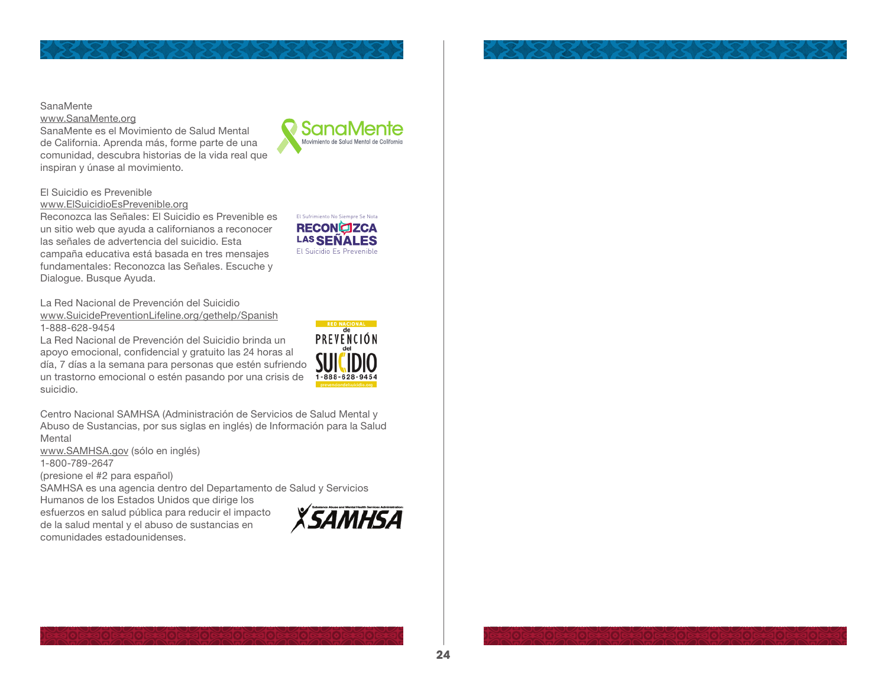SanaMente
www.SanaMente.org
SanaMente es el Movimiento de Salud Mental de California. Aprenda más, forme parte de una comunidad, descubra historias de la vida real que inspiran y únase al movimiento.

El Suicidio es Prevenible
www.ElSuicidioEsPrevenible.org
Reconozca las Señales: El Suicidio es Prevenible es un sitio web que ayuda a californianos a reconocer las señales de advertencia del suicidio. Esta campaña educativa está basada en tres mensajes fundamentales: Reconozca las Señales. Escuche y Dialogue. Busque Ayuda.

La Red Nacional de Prevención del Suicidio
www.SuicidePreventionLifeline.org/gethelp/Spanish
1-888-628-9454
La Red Nacional de Prevención del Suicidio brinda un apoyo emocional, confidencial y gratuito las 24 horas al día, 7 días a la semana para personas que estén sufriendo un trastorno emocional o estén pasando por una crisis de suicidio.

Centro Nacional SAMHSA (Administración de Servicios de Salud Mental y Abuso de Sustancias, por sus siglas en inglés) de Información para la Salud Mental
www.SAMHSA.gov (sólo en inglés)
1-800-789-2647
(presione el #2 para español)
SAMHSA es una agencia dentro del Departamento de Salud y Servicios Humanos de los Estados Unidos que dirige los esfuerzos en salud pública para reducir el impacto de la salud mental y el abuso de sustancias en comunidades estadounidenses.